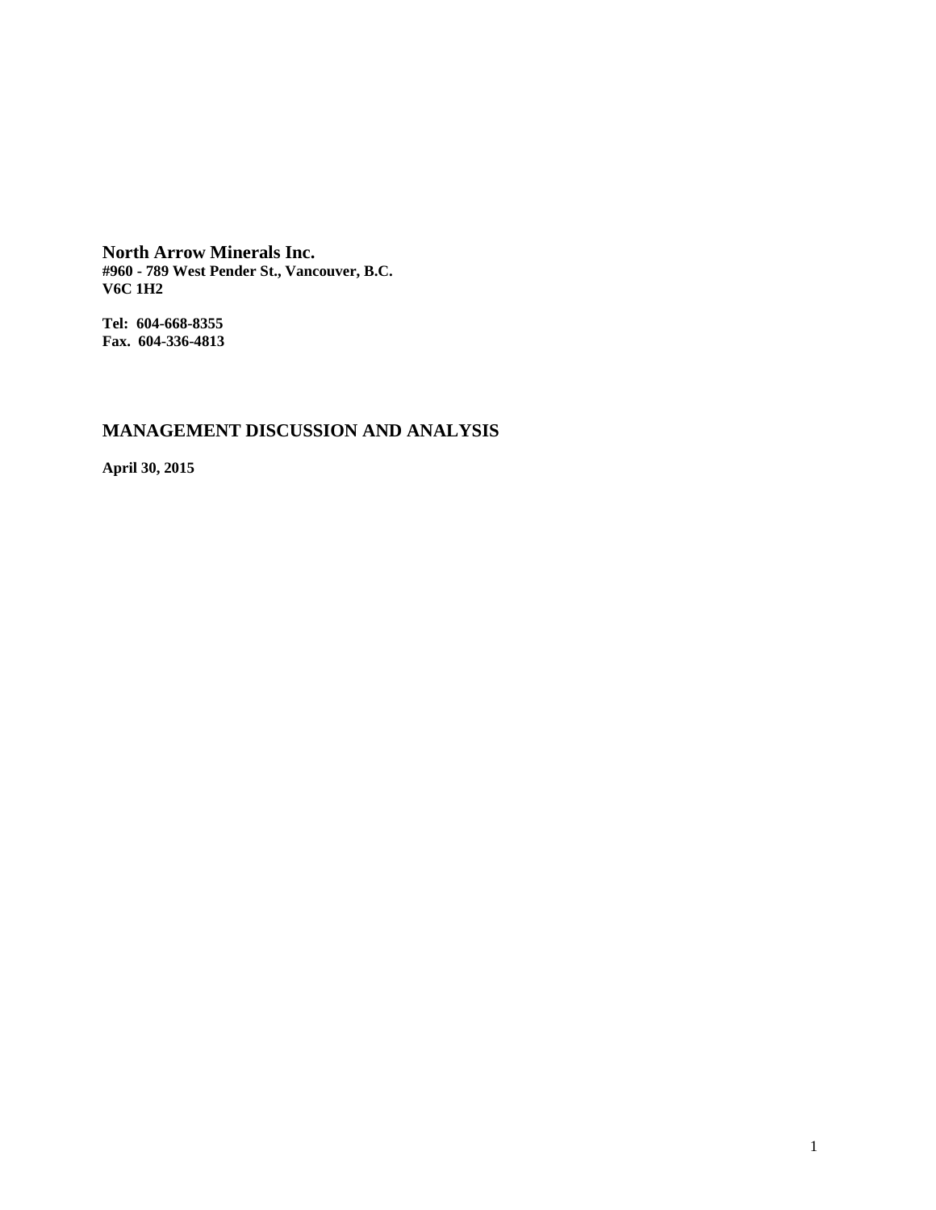**North Arrow Minerals Inc.**
**#960 - 789 West Pender St., Vancouver, B.C.**
**V6C 1H2**

**Tel: 604-668-8355**
**Fax. 604-336-4813**

## MANAGEMENT DISCUSSION AND ANALYSIS

**April 30, 2015**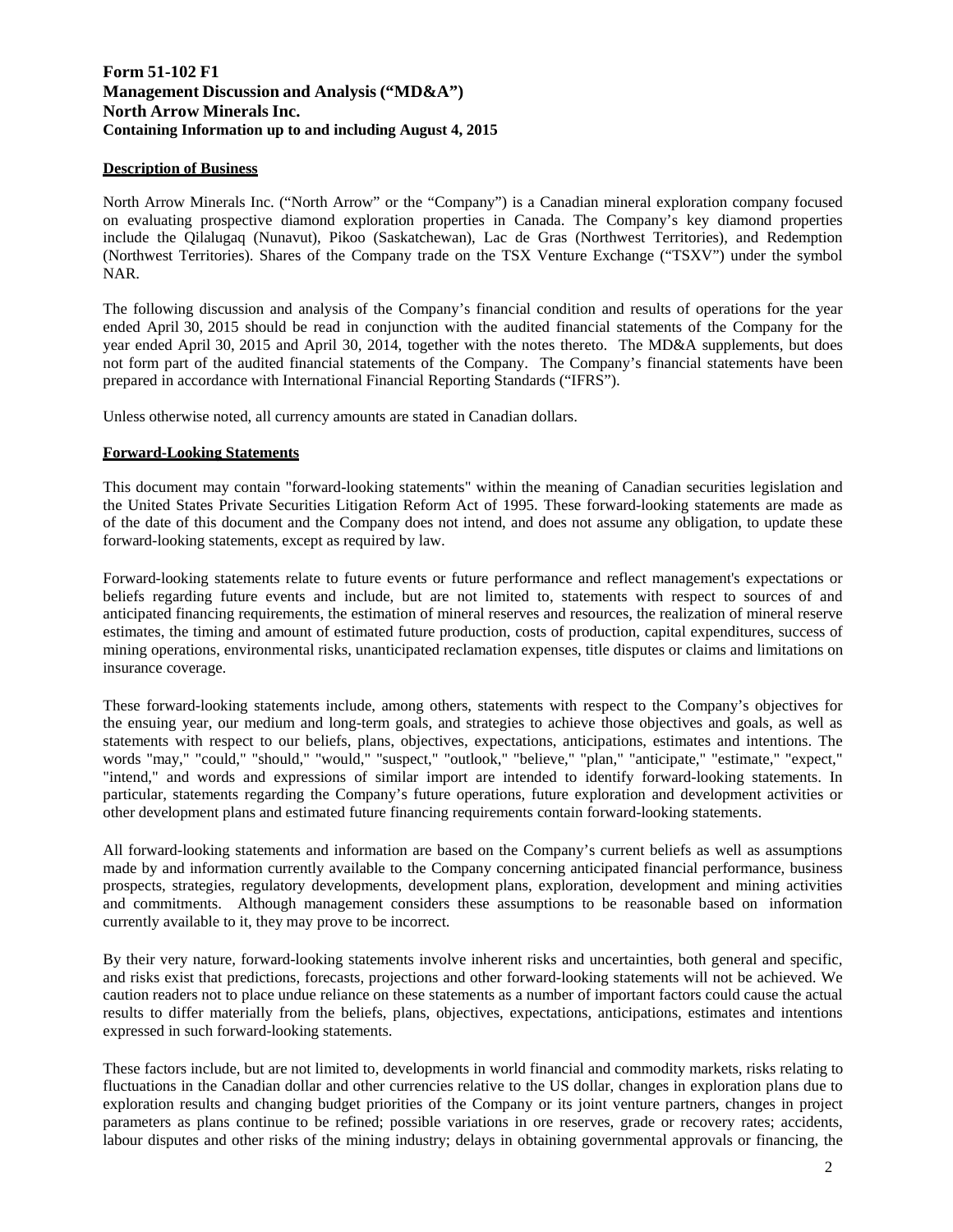**Form 51-102 F1**
**Management Discussion and Analysis ("MD&A")**
**North Arrow Minerals Inc.**
**Containing Information up to and including August 4, 2015**

## Description of Business

North Arrow Minerals Inc. ("North Arrow" or the "Company") is a Canadian mineral exploration company focused on evaluating prospective diamond exploration properties in Canada. The Company's key diamond properties include the Qilalugaq (Nunavut), Pikoo (Saskatchewan), Lac de Gras (Northwest Territories), and Redemption (Northwest Territories). Shares of the Company trade on the TSX Venture Exchange ("TSXV") under the symbol NAR.

The following discussion and analysis of the Company's financial condition and results of operations for the year ended April 30, 2015 should be read in conjunction with the audited financial statements of the Company for the year ended April 30, 2015 and April 30, 2014, together with the notes thereto. The MD&A supplements, but does not form part of the audited financial statements of the Company. The Company's financial statements have been prepared in accordance with International Financial Reporting Standards ("IFRS").

Unless otherwise noted, all currency amounts are stated in Canadian dollars.

## Forward-Looking Statements

This document may contain "forward-looking statements" within the meaning of Canadian securities legislation and the United States Private Securities Litigation Reform Act of 1995. These forward-looking statements are made as of the date of this document and the Company does not intend, and does not assume any obligation, to update these forward-looking statements, except as required by law.

Forward-looking statements relate to future events or future performance and reflect management's expectations or beliefs regarding future events and include, but are not limited to, statements with respect to sources of and anticipated financing requirements, the estimation of mineral reserves and resources, the realization of mineral reserve estimates, the timing and amount of estimated future production, costs of production, capital expenditures, success of mining operations, environmental risks, unanticipated reclamation expenses, title disputes or claims and limitations on insurance coverage.

These forward-looking statements include, among others, statements with respect to the Company's objectives for the ensuing year, our medium and long-term goals, and strategies to achieve those objectives and goals, as well as statements with respect to our beliefs, plans, objectives, expectations, anticipations, estimates and intentions. The words "may," "could," "should," "would," "suspect," "outlook," "believe," "plan," "anticipate," "estimate," "expect," "intend," and words and expressions of similar import are intended to identify forward-looking statements. In particular, statements regarding the Company's future operations, future exploration and development activities or other development plans and estimated future financing requirements contain forward-looking statements.

All forward-looking statements and information are based on the Company's current beliefs as well as assumptions made by and information currently available to the Company concerning anticipated financial performance, business prospects, strategies, regulatory developments, development plans, exploration, development and mining activities and commitments. Although management considers these assumptions to be reasonable based on information currently available to it, they may prove to be incorrect.

By their very nature, forward-looking statements involve inherent risks and uncertainties, both general and specific, and risks exist that predictions, forecasts, projections and other forward-looking statements will not be achieved. We caution readers not to place undue reliance on these statements as a number of important factors could cause the actual results to differ materially from the beliefs, plans, objectives, expectations, anticipations, estimates and intentions expressed in such forward-looking statements.

These factors include, but are not limited to, developments in world financial and commodity markets, risks relating to fluctuations in the Canadian dollar and other currencies relative to the US dollar, changes in exploration plans due to exploration results and changing budget priorities of the Company or its joint venture partners, changes in project parameters as plans continue to be refined; possible variations in ore reserves, grade or recovery rates; accidents, labour disputes and other risks of the mining industry; delays in obtaining governmental approvals or financing, the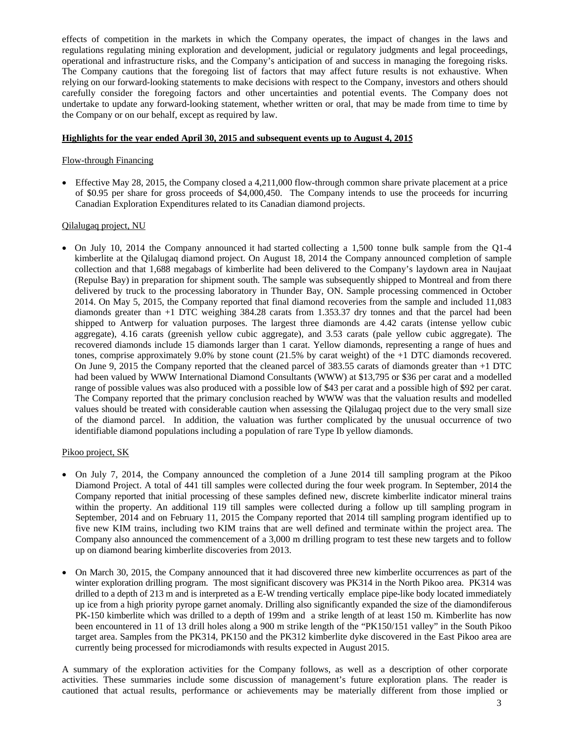effects of competition in the markets in which the Company operates, the impact of changes in the laws and regulations regulating mining exploration and development, judicial or regulatory judgments and legal proceedings, operational and infrastructure risks, and the Company's anticipation of and success in managing the foregoing risks. The Company cautions that the foregoing list of factors that may affect future results is not exhaustive. When relying on our forward-looking statements to make decisions with respect to the Company, investors and others should carefully consider the foregoing factors and other uncertainties and potential events. The Company does not undertake to update any forward-looking statement, whether written or oral, that may be made from time to time by the Company or on our behalf, except as required by law.

## Highlights for the year ended April 30, 2015 and subsequent events up to August 4, 2015

### Flow-through Financing

- Effective May 28, 2015, the Company closed a 4,211,000 flow-through common share private placement at a price of $0.95 per share for gross proceeds of $4,000,450. The Company intends to use the proceeds for incurring Canadian Exploration Expenditures related to its Canadian diamond projects.

### Qilalugaq project, NU

- On July 10, 2014 the Company announced it had started collecting a 1,500 tonne bulk sample from the Q1-4 kimberlite at the Qilalugaq diamond project. On August 18, 2014 the Company announced completion of sample collection and that 1,688 megabags of kimberlite had been delivered to the Company's laydown area in Naujaat (Repulse Bay) in preparation for shipment south. The sample was subsequently shipped to Montreal and from there delivered by truck to the processing laboratory in Thunder Bay, ON. Sample processing commenced in October 2014. On May 5, 2015, the Company reported that final diamond recoveries from the sample and included 11,083 diamonds greater than +1 DTC weighing 384.28 carats from 1.353.37 dry tonnes and that the parcel had been shipped to Antwerp for valuation purposes. The largest three diamonds are 4.42 carats (intense yellow cubic aggregate), 4.16 carats (greenish yellow cubic aggregate), and 3.53 carats (pale yellow cubic aggregate). The recovered diamonds include 15 diamonds larger than 1 carat. Yellow diamonds, representing a range of hues and tones, comprise approximately 9.0% by stone count (21.5% by carat weight) of the +1 DTC diamonds recovered. On June 9, 2015 the Company reported that the cleaned parcel of 383.55 carats of diamonds greater than +1 DTC had been valued by WWW International Diamond Consultants (WWW) at $13,795 or $36 per carat and a modelled range of possible values was also produced with a possible low of $43 per carat and a possible high of $92 per carat. The Company reported that the primary conclusion reached by WWW was that the valuation results and modelled values should be treated with considerable caution when assessing the Qilalugaq project due to the very small size of the diamond parcel. In addition, the valuation was further complicated by the unusual occurrence of two identifiable diamond populations including a population of rare Type Ib yellow diamonds.

### Pikoo project, SK

- On July 7, 2014, the Company announced the completion of a June 2014 till sampling program at the Pikoo Diamond Project. A total of 441 till samples were collected during the four week program. In September, 2014 the Company reported that initial processing of these samples defined new, discrete kimberlite indicator mineral trains within the property. An additional 119 till samples were collected during a follow up till sampling program in September, 2014 and on February 11, 2015 the Company reported that 2014 till sampling program identified up to five new KIM trains, including two KIM trains that are well defined and terminate within the project area. The Company also announced the commencement of a 3,000 m drilling program to test these new targets and to follow up on diamond bearing kimberlite discoveries from 2013.

- On March 30, 2015, the Company announced that it had discovered three new kimberlite occurrences as part of the winter exploration drilling program. The most significant discovery was PK314 in the North Pikoo area. PK314 was drilled to a depth of 213 m and is interpreted as a E-W trending vertically emplace pipe-like body located immediately up ice from a high priority pyrope garnet anomaly. Drilling also significantly expanded the size of the diamondiferous PK-150 kimberlite which was drilled to a depth of 199m and a strike length of at least 150 m. Kimberlite has now been encountered in 11 of 13 drill holes along a 900 m strike length of the "PK150/151 valley" in the South Pikoo target area. Samples from the PK314, PK150 and the PK312 kimberlite dyke discovered in the East Pikoo area are currently being processed for microdiamonds with results expected in August 2015.

A summary of the exploration activities for the Company follows, as well as a description of other corporate activities. These summaries include some discussion of management's future exploration plans. The reader is cautioned that actual results, performance or achievements may be materially different from those implied or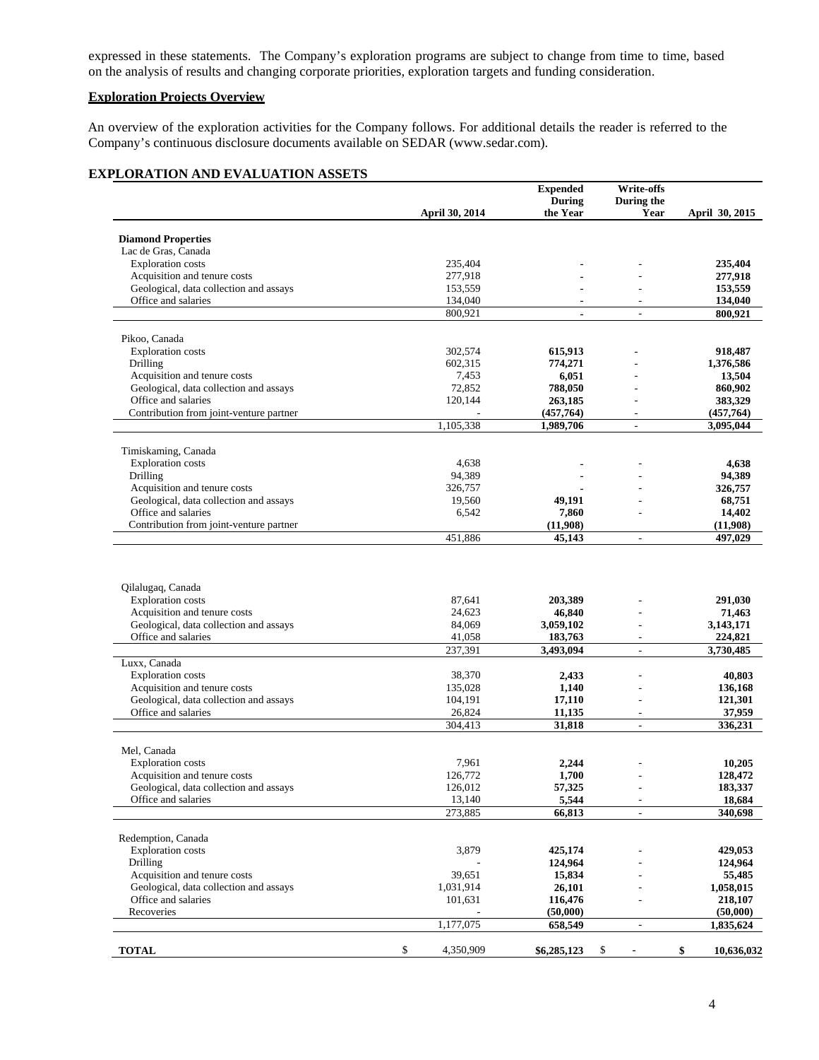expressed in these statements. The Company's exploration programs are subject to change from time to time, based on the analysis of results and changing corporate priorities, exploration targets and funding consideration.

**Exploration Projects Overview**

An overview of the exploration activities for the Company follows. For additional details the reader is referred to the Company's continuous disclosure documents available on SEDAR (www.sedar.com).

## EXPLORATION AND EVALUATION ASSETS

| | April 30, 2014 | Expended During the Year | Write-offs During the Year | April 30, 2015 |
|---|---|---|---|---|
| **Diamond Properties** | | | | |
| Lac de Gras, Canada | | | | |
| Exploration costs | 235,404 | - | - | **235,404** |
| Acquisition and tenure costs | 277,918 | - | - | **277,918** |
| Geological, data collection and assays | 153,559 | - | - | **153,559** |
| Office and salaries | 134,040 | - | - | **134,040** |
| | 800,921 | - | - | **800,921** |
| Pikoo, Canada | | | | |
| Exploration costs | 302,574 | **615,913** | - | **918,487** |
| Drilling | 602,315 | **774,271** | - | **1,376,586** |
| Acquisition and tenure costs | 7,453 | **6,051** | - | **13,504** |
| Geological, data collection and assays | 72,852 | **788,050** | - | **860,902** |
| Office and salaries | 120,144 | **263,185** | - | **383,329** |
| Contribution from joint-venture partner | - | **(457,764)** | - | **(457,764)** |
| | 1,105,338 | **1,989,706** | - | **3,095,044** |
| Timiskaming, Canada | | | | |
| Exploration costs | 4,638 | - | - | **4,638** |
| Drilling | 94,389 | - | - | **94,389** |
| Acquisition and tenure costs | 326,757 | - | - | **326,757** |
| Geological, data collection and assays | 19,560 | **49,191** | - | **68,751** |
| Office and salaries | 6,542 | **7,860** | - | **14,402** |
| Contribution from joint-venture partner | | **(11,908)** | | **(11,908)** |
| | 451,886 | **45,143** | - | **497,029** |
| Qilalugaq, Canada | | | | |
| Exploration costs | 87,641 | **203,389** | - | **291,030** |
| Acquisition and tenure costs | 24,623 | **46,840** | - | **71,463** |
| Geological, data collection and assays | 84,069 | **3,059,102** | - | **3,143,171** |
| Office and salaries | 41,058 | **183,763** | - | **224,821** |
| | 237,391 | **3,493,094** | - | **3,730,485** |
| Luxx, Canada | | | | |
| Exploration costs | 38,370 | **2,433** | - | **40,803** |
| Acquisition and tenure costs | 135,028 | **1,140** | - | **136,168** |
| Geological, data collection and assays | 104,191 | **17,110** | - | **121,301** |
| Office and salaries | 26,824 | **11,135** | - | **37,959** |
| | 304,413 | **31,818** | - | **336,231** |
| Mel, Canada | | | | |
| Exploration costs | 7,961 | **2,244** | - | **10,205** |
| Acquisition and tenure costs | 126,772 | **1,700** | - | **128,472** |
| Geological, data collection and assays | 126,012 | **57,325** | - | **183,337** |
| Office and salaries | 13,140 | **5,544** | - | **18,684** |
| | 273,885 | **66,813** | - | **340,698** |
| Redemption, Canada | | | | |
| Exploration costs | 3,879 | **425,174** | - | **429,053** |
| Drilling | - | **124,964** | - | **124,964** |
| Acquisition and tenure costs | 39,651 | **15,834** | - | **55,485** |
| Geological, data collection and assays | 1,031,914 | **26,101** | - | **1,058,015** |
| Office and salaries | 101,631 | **116,476** | - | **218,107** |
| Recoveries | - | **(50,000)** | | **(50,000)** |
| | 1,177,075 | **658,549** | - | **1,835,624** |
| **TOTAL** | $ 4,350,909 | **$6,285,123** | $ - | **$ 10,636,032** |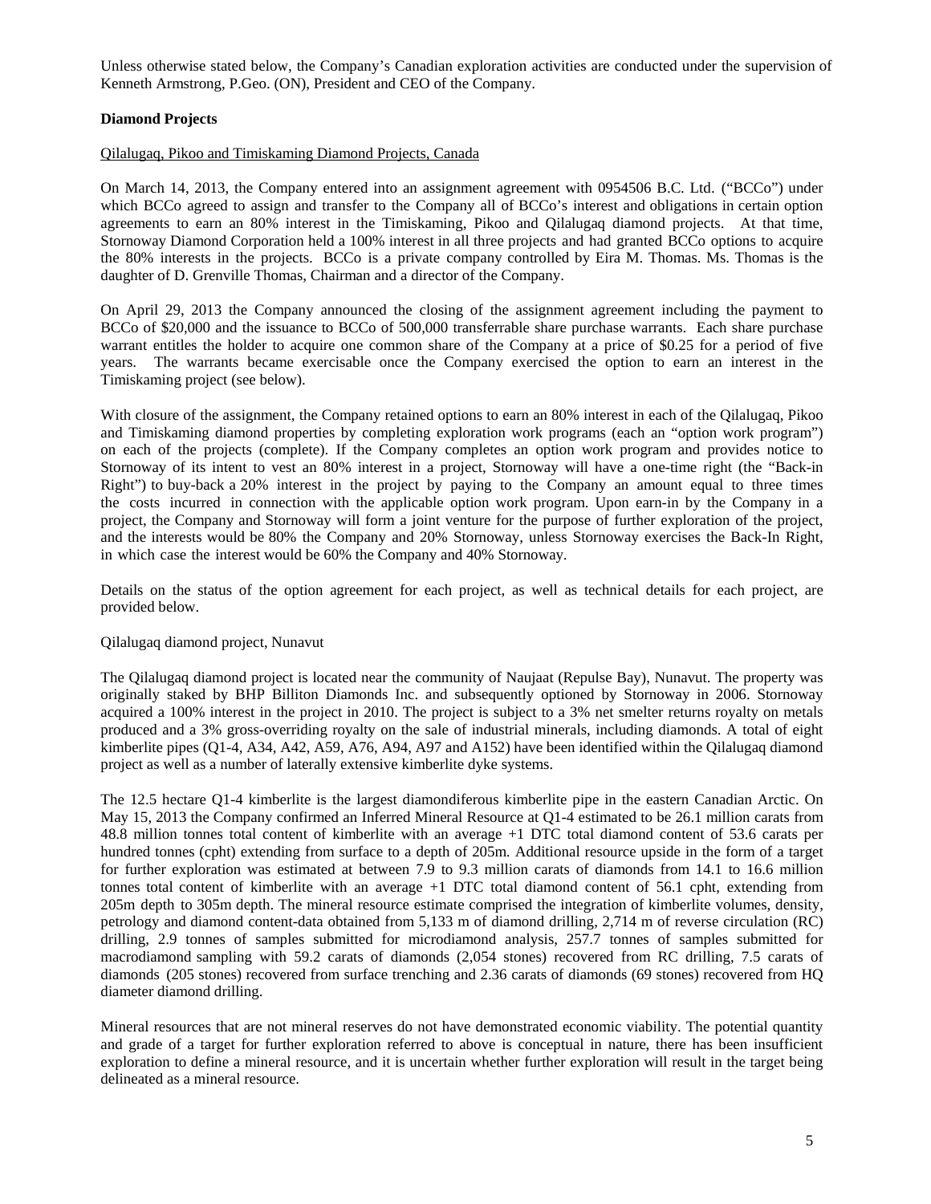Unless otherwise stated below, the Company's Canadian exploration activities are conducted under the supervision of Kenneth Armstrong, P.Geo. (ON), President and CEO of the Company.

**Diamond Projects**

Qilalugaq, Pikoo and Timiskaming Diamond Projects, Canada

On March 14, 2013, the Company entered into an assignment agreement with 0954506 B.C. Ltd. ("BCCo") under which BCCo agreed to assign and transfer to the Company all of BCCo's interest and obligations in certain option agreements to earn an 80% interest in the Timiskaming, Pikoo and Qilalugaq diamond projects. At that time, Stornoway Diamond Corporation held a 100% interest in all three projects and had granted BCCo options to acquire the 80% interests in the projects. BCCo is a private company controlled by Eira M. Thomas. Ms. Thomas is the daughter of D. Grenville Thomas, Chairman and a director of the Company.

On April 29, 2013 the Company announced the closing of the assignment agreement including the payment to BCCo of $20,000 and the issuance to BCCo of 500,000 transferrable share purchase warrants. Each share purchase warrant entitles the holder to acquire one common share of the Company at a price of $0.25 for a period of five years. The warrants became exercisable once the Company exercised the option to earn an interest in the Timiskaming project (see below).

With closure of the assignment, the Company retained options to earn an 80% interest in each of the Qilalugaq, Pikoo and Timiskaming diamond properties by completing exploration work programs (each an "option work program") on each of the projects (complete). If the Company completes an option work program and provides notice to Stornoway of its intent to vest an 80% interest in a project, Stornoway will have a one-time right (the "Back-in Right") to buy-back a 20% interest in the project by paying to the Company an amount equal to three times the costs incurred in connection with the applicable option work program. Upon earn-in by the Company in a project, the Company and Stornoway will form a joint venture for the purpose of further exploration of the project, and the interests would be 80% the Company and 20% Stornoway, unless Stornoway exercises the Back-In Right, in which case the interest would be 60% the Company and 40% Stornoway.

Details on the status of the option agreement for each project, as well as technical details for each project, are provided below.

Qilalugaq diamond project, Nunavut

The Qilalugaq diamond project is located near the community of Naujaat (Repulse Bay), Nunavut. The property was originally staked by BHP Billiton Diamonds Inc. and subsequently optioned by Stornoway in 2006. Stornoway acquired a 100% interest in the project in 2010. The project is subject to a 3% net smelter returns royalty on metals produced and a 3% gross-overriding royalty on the sale of industrial minerals, including diamonds. A total of eight kimberlite pipes (Q1-4, A34, A42, A59, A76, A94, A97 and A152) have been identified within the Qilalugaq diamond project as well as a number of laterally extensive kimberlite dyke systems.

The 12.5 hectare Q1-4 kimberlite is the largest diamondiferous kimberlite pipe in the eastern Canadian Arctic. On May 15, 2013 the Company confirmed an Inferred Mineral Resource at Q1-4 estimated to be 26.1 million carats from 48.8 million tonnes total content of kimberlite with an average +1 DTC total diamond content of 53.6 carats per hundred tonnes (cpht) extending from surface to a depth of 205m. Additional resource upside in the form of a target for further exploration was estimated at between 7.9 to 9.3 million carats of diamonds from 14.1 to 16.6 million tonnes total content of kimberlite with an average +1 DTC total diamond content of 56.1 cpht, extending from 205m depth to 305m depth. The mineral resource estimate comprised the integration of kimberlite volumes, density, petrology and diamond content-data obtained from 5,133 m of diamond drilling, 2,714 m of reverse circulation (RC) drilling, 2.9 tonnes of samples submitted for microdiamond analysis, 257.7 tonnes of samples submitted for macrodiamond sampling with 59.2 carats of diamonds (2,054 stones) recovered from RC drilling, 7.5 carats of diamonds (205 stones) recovered from surface trenching and 2.36 carats of diamonds (69 stones) recovered from HQ diameter diamond drilling.

Mineral resources that are not mineral reserves do not have demonstrated economic viability. The potential quantity and grade of a target for further exploration referred to above is conceptual in nature, there has been insufficient exploration to define a mineral resource, and it is uncertain whether further exploration will result in the target being delineated as a mineral resource.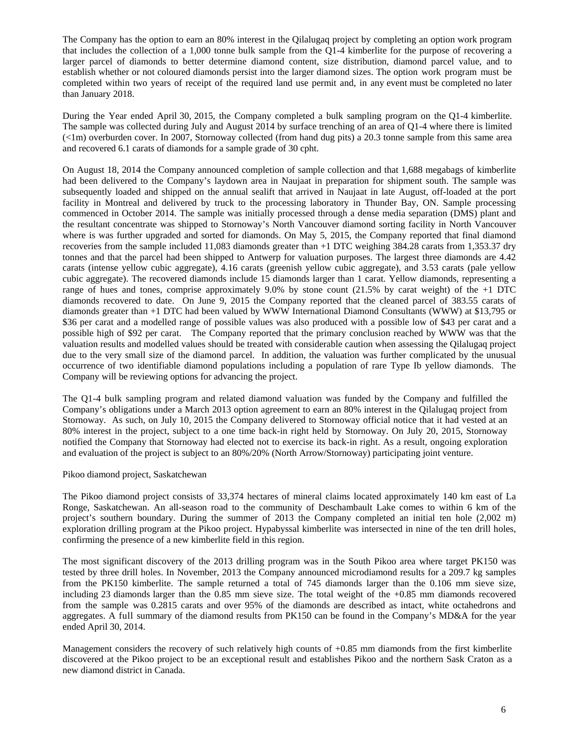The Company has the option to earn an 80% interest in the Qilalugaq project by completing an option work program that includes the collection of a 1,000 tonne bulk sample from the Q1-4 kimberlite for the purpose of recovering a larger parcel of diamonds to better determine diamond content, size distribution, diamond parcel value, and to establish whether or not coloured diamonds persist into the larger diamond sizes. The option work program must be completed within two years of receipt of the required land use permit and, in any event must be completed no later than January 2018.

During the Year ended April 30, 2015, the Company completed a bulk sampling program on the Q1-4 kimberlite. The sample was collected during July and August 2014 by surface trenching of an area of Q1-4 where there is limited (<1m) overburden cover. In 2007, Stornoway collected (from hand dug pits) a 20.3 tonne sample from this same area and recovered 6.1 carats of diamonds for a sample grade of 30 cpht.

On August 18, 2014 the Company announced completion of sample collection and that 1,688 megabags of kimberlite had been delivered to the Company's laydown area in Naujaat in preparation for shipment south. The sample was subsequently loaded and shipped on the annual sealift that arrived in Naujaat in late August, off-loaded at the port facility in Montreal and delivered by truck to the processing laboratory in Thunder Bay, ON. Sample processing commenced in October 2014. The sample was initially processed through a dense media separation (DMS) plant and the resultant concentrate was shipped to Stornoway's North Vancouver diamond sorting facility in North Vancouver where is was further upgraded and sorted for diamonds. On May 5, 2015, the Company reported that final diamond recoveries from the sample included 11,083 diamonds greater than +1 DTC weighing 384.28 carats from 1,353.37 dry tonnes and that the parcel had been shipped to Antwerp for valuation purposes. The largest three diamonds are 4.42 carats (intense yellow cubic aggregate), 4.16 carats (greenish yellow cubic aggregate), and 3.53 carats (pale yellow cubic aggregate). The recovered diamonds include 15 diamonds larger than 1 carat. Yellow diamonds, representing a range of hues and tones, comprise approximately 9.0% by stone count (21.5% by carat weight) of the +1 DTC diamonds recovered to date. On June 9, 2015 the Company reported that the cleaned parcel of 383.55 carats of diamonds greater than +1 DTC had been valued by WWW International Diamond Consultants (WWW) at $13,795 or $36 per carat and a modelled range of possible values was also produced with a possible low of $43 per carat and a possible high of $92 per carat. The Company reported that the primary conclusion reached by WWW was that the valuation results and modelled values should be treated with considerable caution when assessing the Qilalugaq project due to the very small size of the diamond parcel. In addition, the valuation was further complicated by the unusual occurrence of two identifiable diamond populations including a population of rare Type Ib yellow diamonds. The Company will be reviewing options for advancing the project.

The Q1-4 bulk sampling program and related diamond valuation was funded by the Company and fulfilled the Company's obligations under a March 2013 option agreement to earn an 80% interest in the Qilalugaq project from Stornoway. As such, on July 10, 2015 the Company delivered to Stornoway official notice that it had vested at an 80% interest in the project, subject to a one time back-in right held by Stornoway. On July 20, 2015, Stornoway notified the Company that Stornoway had elected not to exercise its back-in right. As a result, ongoing exploration and evaluation of the project is subject to an 80%/20% (North Arrow/Stornoway) participating joint venture.

Pikoo diamond project, Saskatchewan

The Pikoo diamond project consists of 33,374 hectares of mineral claims located approximately 140 km east of La Ronge, Saskatchewan. An all-season road to the community of Deschambault Lake comes to within 6 km of the project's southern boundary. During the summer of 2013 the Company completed an initial ten hole (2,002 m) exploration drilling program at the Pikoo project. Hypabyssal kimberlite was intersected in nine of the ten drill holes, confirming the presence of a new kimberlite field in this region.

The most significant discovery of the 2013 drilling program was in the South Pikoo area where target PK150 was tested by three drill holes. In November, 2013 the Company announced microdiamond results for a 209.7 kg samples from the PK150 kimberlite. The sample returned a total of 745 diamonds larger than the 0.106 mm sieve size, including 23 diamonds larger than the 0.85 mm sieve size. The total weight of the +0.85 mm diamonds recovered from the sample was 0.2815 carats and over 95% of the diamonds are described as intact, white octahedrons and aggregates. A full summary of the diamond results from PK150 can be found in the Company's MD&A for the year ended April 30, 2014.

Management considers the recovery of such relatively high counts of +0.85 mm diamonds from the first kimberlite discovered at the Pikoo project to be an exceptional result and establishes Pikoo and the northern Sask Craton as a new diamond district in Canada.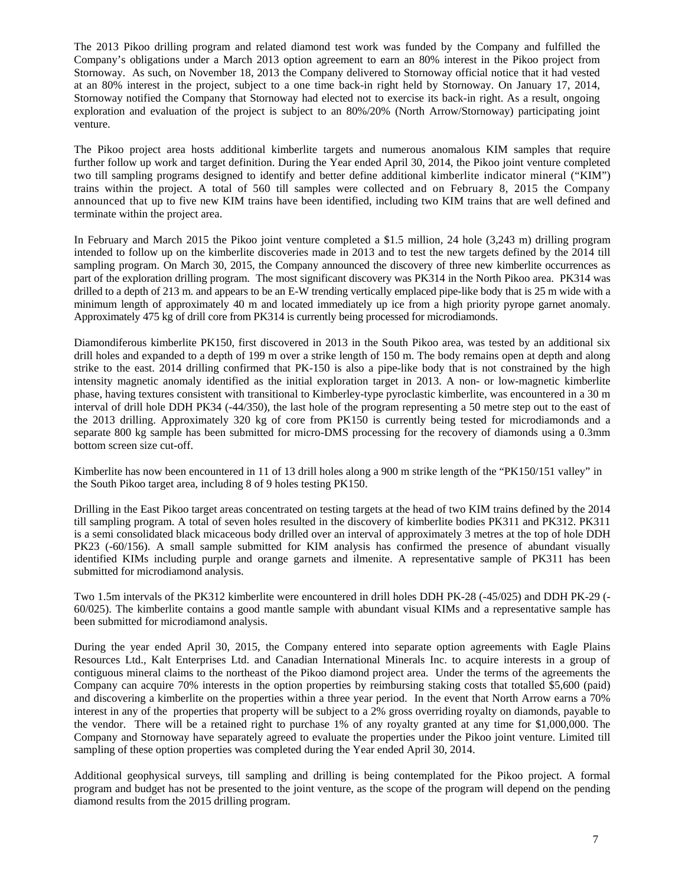The 2013 Pikoo drilling program and related diamond test work was funded by the Company and fulfilled the Company's obligations under a March 2013 option agreement to earn an 80% interest in the Pikoo project from Stornoway. As such, on November 18, 2013 the Company delivered to Stornoway official notice that it had vested at an 80% interest in the project, subject to a one time back-in right held by Stornoway. On January 17, 2014, Stornoway notified the Company that Stornoway had elected not to exercise its back-in right. As a result, ongoing exploration and evaluation of the project is subject to an 80%/20% (North Arrow/Stornoway) participating joint venture.

The Pikoo project area hosts additional kimberlite targets and numerous anomalous KIM samples that require further follow up work and target definition. During the Year ended April 30, 2014, the Pikoo joint venture completed two till sampling programs designed to identify and better define additional kimberlite indicator mineral ("KIM") trains within the project. A total of 560 till samples were collected and on February 8, 2015 the Company announced that up to five new KIM trains have been identified, including two KIM trains that are well defined and terminate within the project area.

In February and March 2015 the Pikoo joint venture completed a $1.5 million, 24 hole (3,243 m) drilling program intended to follow up on the kimberlite discoveries made in 2013 and to test the new targets defined by the 2014 till sampling program. On March 30, 2015, the Company announced the discovery of three new kimberlite occurrences as part of the exploration drilling program. The most significant discovery was PK314 in the North Pikoo area. PK314 was drilled to a depth of 213 m. and appears to be an E-W trending vertically emplaced pipe-like body that is 25 m wide with a minimum length of approximately 40 m and located immediately up ice from a high priority pyrope garnet anomaly. Approximately 475 kg of drill core from PK314 is currently being processed for microdiamonds.

Diamondiferous kimberlite PK150, first discovered in 2013 in the South Pikoo area, was tested by an additional six drill holes and expanded to a depth of 199 m over a strike length of 150 m. The body remains open at depth and along strike to the east. 2014 drilling confirmed that PK-150 is also a pipe-like body that is not constrained by the high intensity magnetic anomaly identified as the initial exploration target in 2013. A non- or low-magnetic kimberlite phase, having textures consistent with transitional to Kimberley-type pyroclastic kimberlite, was encountered in a 30 m interval of drill hole DDH PK34 (-44/350), the last hole of the program representing a 50 metre step out to the east of the 2013 drilling. Approximately 320 kg of core from PK150 is currently being tested for microdiamonds and a separate 800 kg sample has been submitted for micro-DMS processing for the recovery of diamonds using a 0.3mm bottom screen size cut-off.

Kimberlite has now been encountered in 11 of 13 drill holes along a 900 m strike length of the "PK150/151 valley" in the South Pikoo target area, including 8 of 9 holes testing PK150.

Drilling in the East Pikoo target areas concentrated on testing targets at the head of two KIM trains defined by the 2014 till sampling program. A total of seven holes resulted in the discovery of kimberlite bodies PK311 and PK312. PK311 is a semi consolidated black micaceous body drilled over an interval of approximately 3 metres at the top of hole DDH PK23 (-60/156). A small sample submitted for KIM analysis has confirmed the presence of abundant visually identified KIMs including purple and orange garnets and ilmenite. A representative sample of PK311 has been submitted for microdiamond analysis.

Two 1.5m intervals of the PK312 kimberlite were encountered in drill holes DDH PK-28 (-45/025) and DDH PK-29 (-60/025). The kimberlite contains a good mantle sample with abundant visual KIMs and a representative sample has been submitted for microdiamond analysis.

During the year ended April 30, 2015, the Company entered into separate option agreements with Eagle Plains Resources Ltd., Kalt Enterprises Ltd. and Canadian International Minerals Inc. to acquire interests in a group of contiguous mineral claims to the northeast of the Pikoo diamond project area. Under the terms of the agreements the Company can acquire 70% interests in the option properties by reimbursing staking costs that totalled $5,600 (paid) and discovering a kimberlite on the properties within a three year period. In the event that North Arrow earns a 70% interest in any of the properties that property will be subject to a 2% gross overriding royalty on diamonds, payable to the vendor. There will be a retained right to purchase 1% of any royalty granted at any time for $1,000,000. The Company and Stornoway have separately agreed to evaluate the properties under the Pikoo joint venture. Limited till sampling of these option properties was completed during the Year ended April 30, 2014.

Additional geophysical surveys, till sampling and drilling is being contemplated for the Pikoo project. A formal program and budget has not be presented to the joint venture, as the scope of the program will depend on the pending diamond results from the 2015 drilling program.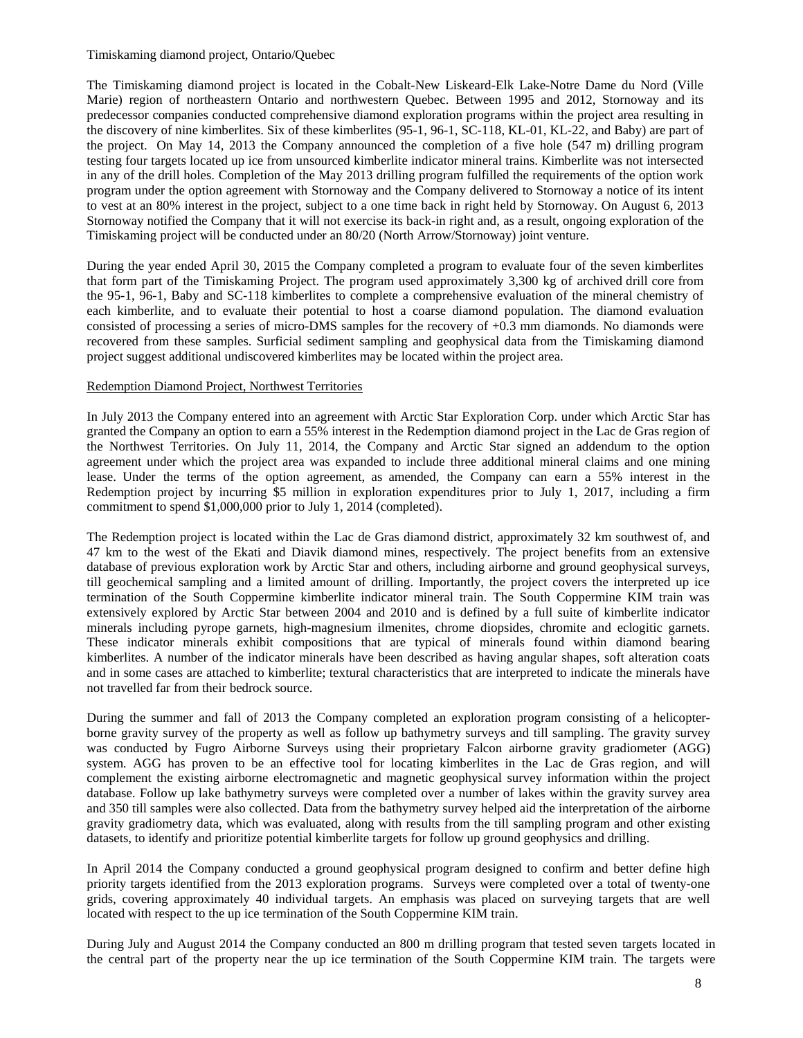Timiskaming diamond project, Ontario/Quebec

The Timiskaming diamond project is located in the Cobalt-New Liskeard-Elk Lake-Notre Dame du Nord (Ville Marie) region of northeastern Ontario and northwestern Quebec. Between 1995 and 2012, Stornoway and its predecessor companies conducted comprehensive diamond exploration programs within the project area resulting in the discovery of nine kimberlites. Six of these kimberlites (95-1, 96-1, SC-118, KL-01, KL-22, and Baby) are part of the project. On May 14, 2013 the Company announced the completion of a five hole (547 m) drilling program testing four targets located up ice from unsourced kimberlite indicator mineral trains. Kimberlite was not intersected in any of the drill holes. Completion of the May 2013 drilling program fulfilled the requirements of the option work program under the option agreement with Stornoway and the Company delivered to Stornoway a notice of its intent to vest at an 80% interest in the project, subject to a one time back in right held by Stornoway. On August 6, 2013 Stornoway notified the Company that it will not exercise its back-in right and, as a result, ongoing exploration of the Timiskaming project will be conducted under an 80/20 (North Arrow/Stornoway) joint venture.

During the year ended April 30, 2015 the Company completed a program to evaluate four of the seven kimberlites that form part of the Timiskaming Project. The program used approximately 3,300 kg of archived drill core from the 95-1, 96-1, Baby and SC-118 kimberlites to complete a comprehensive evaluation of the mineral chemistry of each kimberlite, and to evaluate their potential to host a coarse diamond population. The diamond evaluation consisted of processing a series of micro-DMS samples for the recovery of +0.3 mm diamonds. No diamonds were recovered from these samples. Surficial sediment sampling and geophysical data from the Timiskaming diamond project suggest additional undiscovered kimberlites may be located within the project area.

Redemption Diamond Project, Northwest Territories

In July 2013 the Company entered into an agreement with Arctic Star Exploration Corp. under which Arctic Star has granted the Company an option to earn a 55% interest in the Redemption diamond project in the Lac de Gras region of the Northwest Territories. On July 11, 2014, the Company and Arctic Star signed an addendum to the option agreement under which the project area was expanded to include three additional mineral claims and one mining lease. Under the terms of the option agreement, as amended, the Company can earn a 55% interest in the Redemption project by incurring $5 million in exploration expenditures prior to July 1, 2017, including a firm commitment to spend $1,000,000 prior to July 1, 2014 (completed).

The Redemption project is located within the Lac de Gras diamond district, approximately 32 km southwest of, and 47 km to the west of the Ekati and Diavik diamond mines, respectively. The project benefits from an extensive database of previous exploration work by Arctic Star and others, including airborne and ground geophysical surveys, till geochemical sampling and a limited amount of drilling. Importantly, the project covers the interpreted up ice termination of the South Coppermine kimberlite indicator mineral train. The South Coppermine KIM train was extensively explored by Arctic Star between 2004 and 2010 and is defined by a full suite of kimberlite indicator minerals including pyrope garnets, high-magnesium ilmenites, chrome diopsides, chromite and eclogitic garnets. These indicator minerals exhibit compositions that are typical of minerals found within diamond bearing kimberlites. A number of the indicator minerals have been described as having angular shapes, soft alteration coats and in some cases are attached to kimberlite; textural characteristics that are interpreted to indicate the minerals have not travelled far from their bedrock source.

During the summer and fall of 2013 the Company completed an exploration program consisting of a helicopter-borne gravity survey of the property as well as follow up bathymetry surveys and till sampling. The gravity survey was conducted by Fugro Airborne Surveys using their proprietary Falcon airborne gravity gradiometer (AGG) system. AGG has proven to be an effective tool for locating kimberlites in the Lac de Gras region, and will complement the existing airborne electromagnetic and magnetic geophysical survey information within the project database. Follow up lake bathymetry surveys were completed over a number of lakes within the gravity survey area and 350 till samples were also collected. Data from the bathymetry survey helped aid the interpretation of the airborne gravity gradiometry data, which was evaluated, along with results from the till sampling program and other existing datasets, to identify and prioritize potential kimberlite targets for follow up ground geophysics and drilling.

In April 2014 the Company conducted a ground geophysical program designed to confirm and better define high priority targets identified from the 2013 exploration programs. Surveys were completed over a total of twenty-one grids, covering approximately 40 individual targets. An emphasis was placed on surveying targets that are well located with respect to the up ice termination of the South Coppermine KIM train.

During July and August 2014 the Company conducted an 800 m drilling program that tested seven targets located in the central part of the property near the up ice termination of the South Coppermine KIM train. The targets were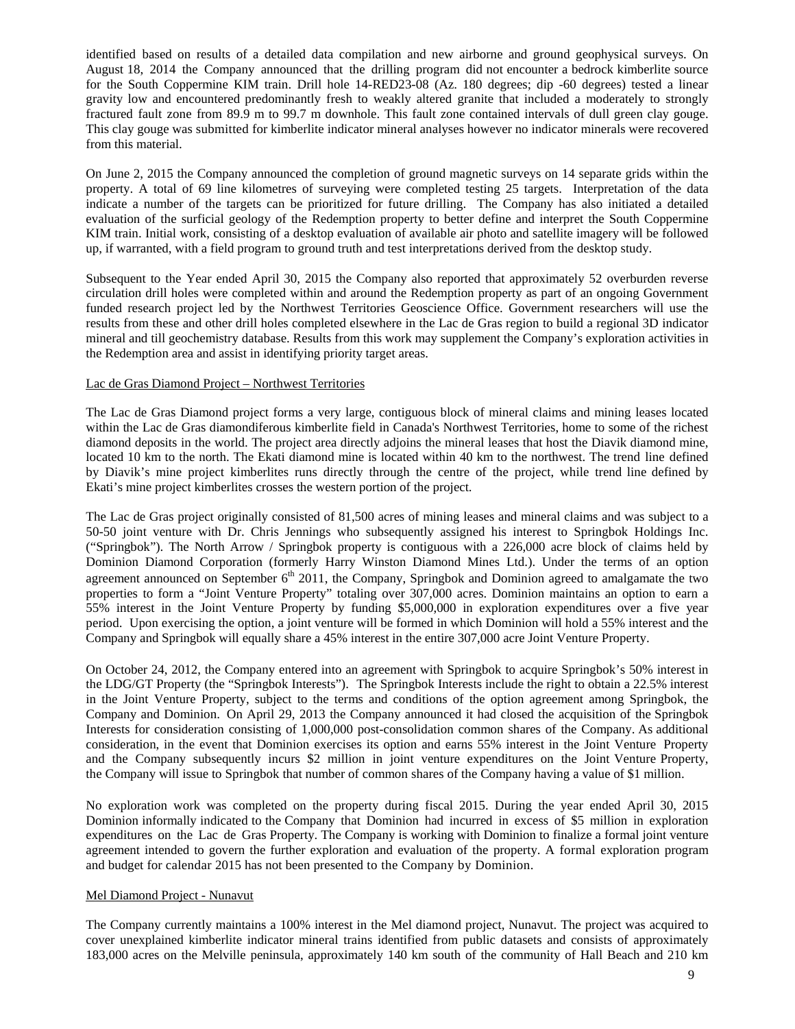identified based on results of a detailed data compilation and new airborne and ground geophysical surveys. On August 18, 2014 the Company announced that the drilling program did not encounter a bedrock kimberlite source for the South Coppermine KIM train. Drill hole 14-RED23-08 (Az. 180 degrees; dip -60 degrees) tested a linear gravity low and encountered predominantly fresh to weakly altered granite that included a moderately to strongly fractured fault zone from 89.9 m to 99.7 m downhole. This fault zone contained intervals of dull green clay gouge. This clay gouge was submitted for kimberlite indicator mineral analyses however no indicator minerals were recovered from this material.

On June 2, 2015 the Company announced the completion of ground magnetic surveys on 14 separate grids within the property. A total of 69 line kilometres of surveying were completed testing 25 targets. Interpretation of the data indicate a number of the targets can be prioritized for future drilling. The Company has also initiated a detailed evaluation of the surficial geology of the Redemption property to better define and interpret the South Coppermine KIM train. Initial work, consisting of a desktop evaluation of available air photo and satellite imagery will be followed up, if warranted, with a field program to ground truth and test interpretations derived from the desktop study.

Subsequent to the Year ended April 30, 2015 the Company also reported that approximately 52 overburden reverse circulation drill holes were completed within and around the Redemption property as part of an ongoing Government funded research project led by the Northwest Territories Geoscience Office. Government researchers will use the results from these and other drill holes completed elsewhere in the Lac de Gras region to build a regional 3D indicator mineral and till geochemistry database. Results from this work may supplement the Company's exploration activities in the Redemption area and assist in identifying priority target areas.

Lac de Gras Diamond Project – Northwest Territories

The Lac de Gras Diamond project forms a very large, contiguous block of mineral claims and mining leases located within the Lac de Gras diamondiferous kimberlite field in Canada's Northwest Territories, home to some of the richest diamond deposits in the world. The project area directly adjoins the mineral leases that host the Diavik diamond mine, located 10 km to the north. The Ekati diamond mine is located within 40 km to the northwest. The trend line defined by Diavik's mine project kimberlites runs directly through the centre of the project, while trend line defined by Ekati's mine project kimberlites crosses the western portion of the project.

The Lac de Gras project originally consisted of 81,500 acres of mining leases and mineral claims and was subject to a 50-50 joint venture with Dr. Chris Jennings who subsequently assigned his interest to Springbok Holdings Inc. ("Springbok"). The North Arrow / Springbok property is contiguous with a 226,000 acre block of claims held by Dominion Diamond Corporation (formerly Harry Winston Diamond Mines Ltd.). Under the terms of an option agreement announced on September 6th 2011, the Company, Springbok and Dominion agreed to amalgamate the two properties to form a "Joint Venture Property" totaling over 307,000 acres. Dominion maintains an option to earn a 55% interest in the Joint Venture Property by funding $5,000,000 in exploration expenditures over a five year period. Upon exercising the option, a joint venture will be formed in which Dominion will hold a 55% interest and the Company and Springbok will equally share a 45% interest in the entire 307,000 acre Joint Venture Property.

On October 24, 2012, the Company entered into an agreement with Springbok to acquire Springbok's 50% interest in the LDG/GT Property (the "Springbok Interests"). The Springbok Interests include the right to obtain a 22.5% interest in the Joint Venture Property, subject to the terms and conditions of the option agreement among Springbok, the Company and Dominion. On April 29, 2013 the Company announced it had closed the acquisition of the Springbok Interests for consideration consisting of 1,000,000 post-consolidation common shares of the Company. As additional consideration, in the event that Dominion exercises its option and earns 55% interest in the Joint Venture Property and the Company subsequently incurs $2 million in joint venture expenditures on the Joint Venture Property, the Company will issue to Springbok that number of common shares of the Company having a value of $1 million.

No exploration work was completed on the property during fiscal 2015. During the year ended April 30, 2015 Dominion informally indicated to the Company that Dominion had incurred in excess of $5 million in exploration expenditures on the Lac de Gras Property. The Company is working with Dominion to finalize a formal joint venture agreement intended to govern the further exploration and evaluation of the property. A formal exploration program and budget for calendar 2015 has not been presented to the Company by Dominion.

Mel Diamond Project - Nunavut

The Company currently maintains a 100% interest in the Mel diamond project, Nunavut. The project was acquired to cover unexplained kimberlite indicator mineral trains identified from public datasets and consists of approximately 183,000 acres on the Melville peninsula, approximately 140 km south of the community of Hall Beach and 210 km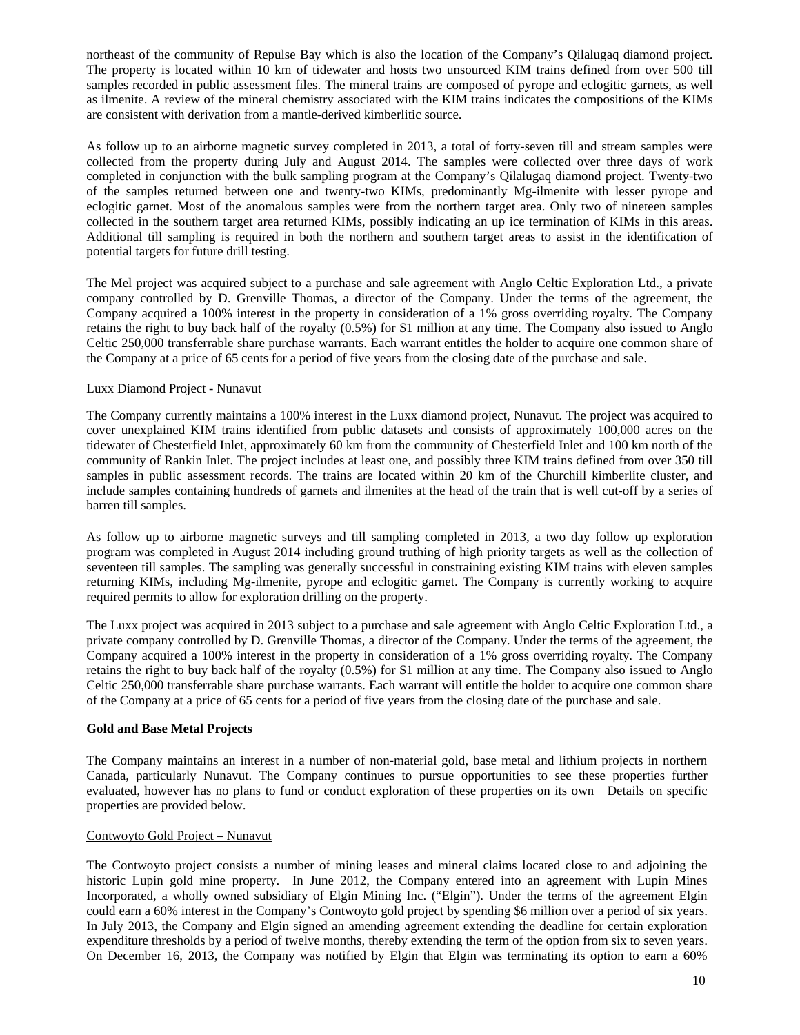northeast of the community of Repulse Bay which is also the location of the Company's Qilalugaq diamond project. The property is located within 10 km of tidewater and hosts two unsourced KIM trains defined from over 500 till samples recorded in public assessment files. The mineral trains are composed of pyrope and eclogitic garnets, as well as ilmenite. A review of the mineral chemistry associated with the KIM trains indicates the compositions of the KIMs are consistent with derivation from a mantle-derived kimberlitic source.

As follow up to an airborne magnetic survey completed in 2013, a total of forty-seven till and stream samples were collected from the property during July and August 2014. The samples were collected over three days of work completed in conjunction with the bulk sampling program at the Company's Qilalugaq diamond project. Twenty-two of the samples returned between one and twenty-two KIMs, predominantly Mg-ilmenite with lesser pyrope and eclogitic garnet. Most of the anomalous samples were from the northern target area. Only two of nineteen samples collected in the southern target area returned KIMs, possibly indicating an up ice termination of KIMs in this areas. Additional till sampling is required in both the northern and southern target areas to assist in the identification of potential targets for future drill testing.

The Mel project was acquired subject to a purchase and sale agreement with Anglo Celtic Exploration Ltd., a private company controlled by D. Grenville Thomas, a director of the Company. Under the terms of the agreement, the Company acquired a 100% interest in the property in consideration of a 1% gross overriding royalty. The Company retains the right to buy back half of the royalty (0.5%) for $1 million at any time. The Company also issued to Anglo Celtic 250,000 transferrable share purchase warrants. Each warrant entitles the holder to acquire one common share of the Company at a price of 65 cents for a period of five years from the closing date of the purchase and sale.

Luxx Diamond Project - Nunavut

The Company currently maintains a 100% interest in the Luxx diamond project, Nunavut. The project was acquired to cover unexplained KIM trains identified from public datasets and consists of approximately 100,000 acres on the tidewater of Chesterfield Inlet, approximately 60 km from the community of Chesterfield Inlet and 100 km north of the community of Rankin Inlet. The project includes at least one, and possibly three KIM trains defined from over 350 till samples in public assessment records. The trains are located within 20 km of the Churchill kimberlite cluster, and include samples containing hundreds of garnets and ilmenites at the head of the train that is well cut-off by a series of barren till samples.

As follow up to airborne magnetic surveys and till sampling completed in 2013, a two day follow up exploration program was completed in August 2014 including ground truthing of high priority targets as well as the collection of seventeen till samples. The sampling was generally successful in constraining existing KIM trains with eleven samples returning KIMs, including Mg-ilmenite, pyrope and eclogitic garnet. The Company is currently working to acquire required permits to allow for exploration drilling on the property.

The Luxx project was acquired in 2013 subject to a purchase and sale agreement with Anglo Celtic Exploration Ltd., a private company controlled by D. Grenville Thomas, a director of the Company. Under the terms of the agreement, the Company acquired a 100% interest in the property in consideration of a 1% gross overriding royalty. The Company retains the right to buy back half of the royalty (0.5%) for $1 million at any time. The Company also issued to Anglo Celtic 250,000 transferrable share purchase warrants. Each warrant will entitle the holder to acquire one common share of the Company at a price of 65 cents for a period of five years from the closing date of the purchase and sale.

**Gold and Base Metal Projects**

The Company maintains an interest in a number of non-material gold, base metal and lithium projects in northern Canada, particularly Nunavut. The Company continues to pursue opportunities to see these properties further evaluated, however has no plans to fund or conduct exploration of these properties on its own  Details on specific properties are provided below.

Contwoyto Gold Project – Nunavut

The Contwoyto project consists a number of mining leases and mineral claims located close to and adjoining the historic Lupin gold mine property.  In June 2012, the Company entered into an agreement with Lupin Mines Incorporated, a wholly owned subsidiary of Elgin Mining Inc. ("Elgin"). Under the terms of the agreement Elgin could earn a 60% interest in the Company's Contwoyto gold project by spending $6 million over a period of six years. In July 2013, the Company and Elgin signed an amending agreement extending the deadline for certain exploration expenditure thresholds by a period of twelve months, thereby extending the term of the option from six to seven years. On December 16, 2013, the Company was notified by Elgin that Elgin was terminating its option to earn a 60%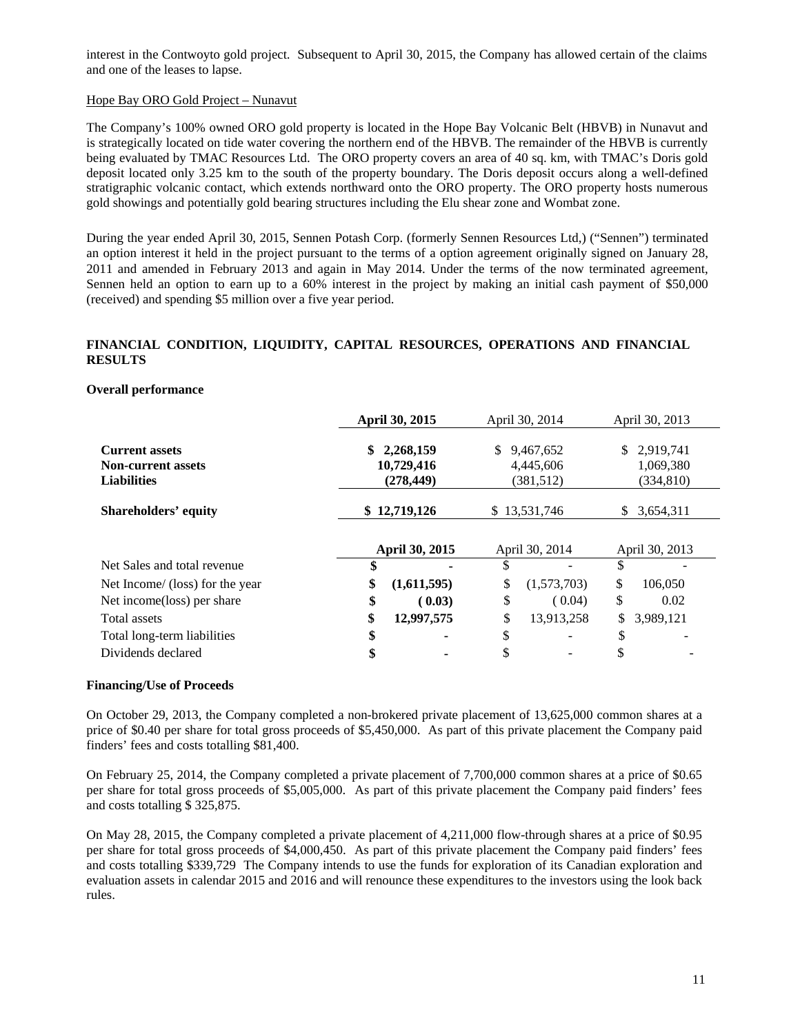interest in the Contwoyto gold project. Subsequent to April 30, 2015, the Company has allowed certain of the claims and one of the leases to lapse.

Hope Bay ORO Gold Project – Nunavut

The Company's 100% owned ORO gold property is located in the Hope Bay Volcanic Belt (HBVB) in Nunavut and is strategically located on tide water covering the northern end of the HBVB. The remainder of the HBVB is currently being evaluated by TMAC Resources Ltd. The ORO property covers an area of 40 sq. km, with TMAC's Doris gold deposit located only 3.25 km to the south of the property boundary. The Doris deposit occurs along a well-defined stratigraphic volcanic contact, which extends northward onto the ORO property. The ORO property hosts numerous gold showings and potentially gold bearing structures including the Elu shear zone and Wombat zone.

During the year ended April 30, 2015, Sennen Potash Corp. (formerly Sennen Resources Ltd,) ("Sennen") terminated an option interest it held in the project pursuant to the terms of a option agreement originally signed on January 28, 2011 and amended in February 2013 and again in May 2014. Under the terms of the now terminated agreement, Sennen held an option to earn up to a 60% interest in the project by making an initial cash payment of $50,000 (received) and spending $5 million over a five year period.

## FINANCIAL CONDITION, LIQUIDITY, CAPITAL RESOURCES, OPERATIONS AND FINANCIAL RESULTS

**Overall performance**

| | **April 30, 2015** | April 30, 2014 | April 30, 2013 |
|---|---|---|---|
| **Current assets** | **$ 2,268,159** | $ 9,467,652 | $ 2,919,741 |
| **Non-current assets** | **10,729,416** | 4,445,606 | 1,069,380 |
| **Liabilities** | **(278,449)** | (381,512) | (334,810) |
| **Shareholders' equity** | **$ 12,719,126** | $ 13,531,746 | $ 3,654,311 |

| | **April 30, 2015** | April 30, 2014 | April 30, 2013 |
|---|---|---|---|
| Net Sales and total revenue | **$ -** | $ - | $ - |
| Net Income/ (loss) for the year | **$ (1,611,595)** | $ (1,573,703) | $ 106,050 |
| Net income(loss) per share | **$ ( 0.03)** | $ ( 0.04) | $ 0.02 |
| Total assets | **$ 12,997,575** | $ 13,913,258 | $ 3,989,121 |
| Total long-term liabilities | **$ -** | $ - | $ - |
| Dividends declared | **$ -** | $ - | $ - |

**Financing/Use of Proceeds**

On October 29, 2013, the Company completed a non-brokered private placement of 13,625,000 common shares at a price of $0.40 per share for total gross proceeds of $5,450,000. As part of this private placement the Company paid finders' fees and costs totalling $81,400.

On February 25, 2014, the Company completed a private placement of 7,700,000 common shares at a price of $0.65 per share for total gross proceeds of $5,005,000. As part of this private placement the Company paid finders' fees and costs totalling $ 325,875.

On May 28, 2015, the Company completed a private placement of 4,211,000 flow-through shares at a price of $0.95 per share for total gross proceeds of $4,000,450. As part of this private placement the Company paid finders' fees and costs totalling $339,729 The Company intends to use the funds for exploration of its Canadian exploration and evaluation assets in calendar 2015 and 2016 and will renounce these expenditures to the investors using the look back rules.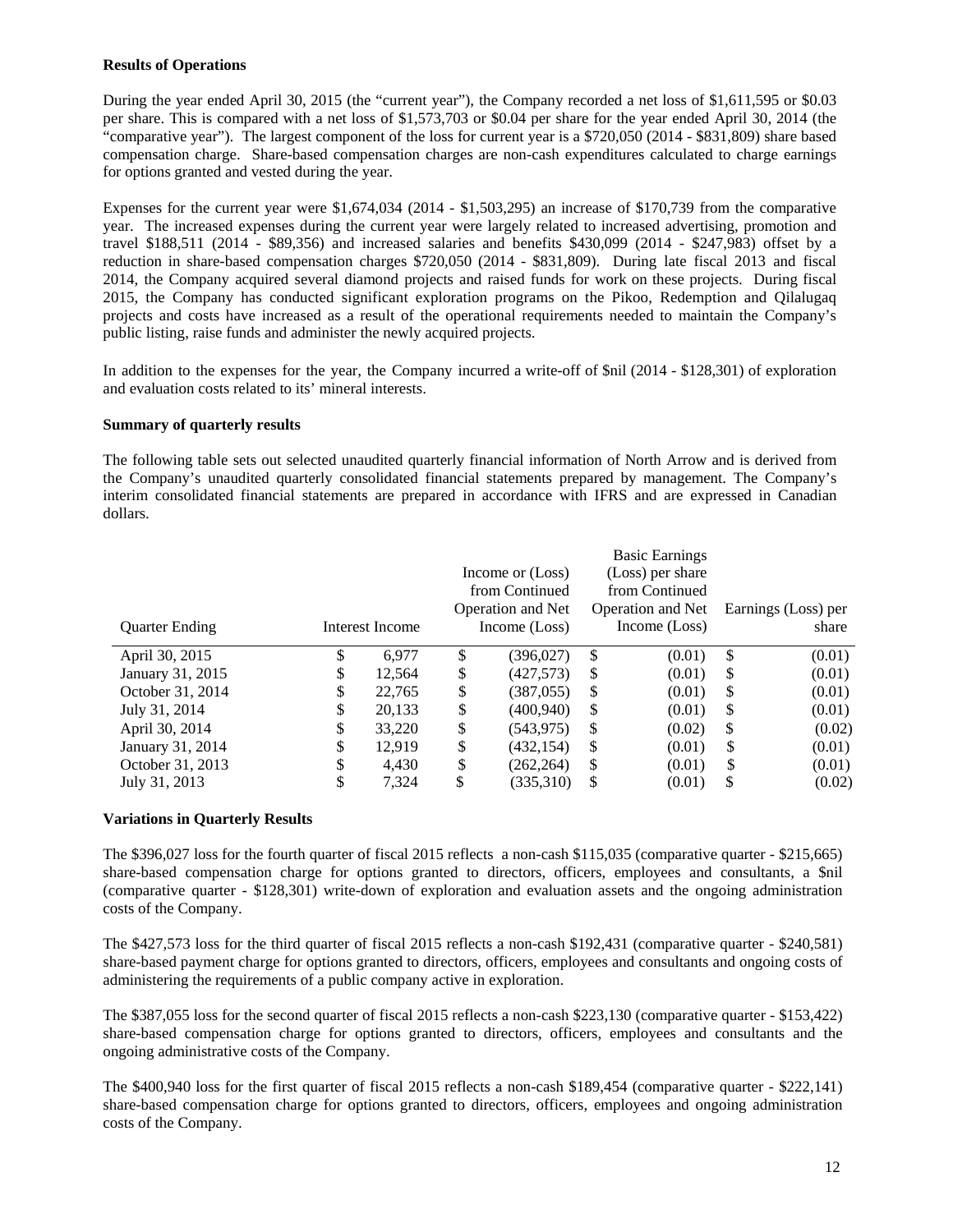**Results of Operations**

During the year ended April 30, 2015 (the "current year"), the Company recorded a net loss of $1,611,595 or $0.03 per share. This is compared with a net loss of $1,573,703 or $0.04 per share for the year ended April 30, 2014 (the "comparative year"). The largest component of the loss for current year is a $720,050 (2014 - $831,809) share based compensation charge. Share-based compensation charges are non-cash expenditures calculated to charge earnings for options granted and vested during the year.

Expenses for the current year were $1,674,034 (2014 - $1,503,295) an increase of $170,739 from the comparative year. The increased expenses during the current year were largely related to increased advertising, promotion and travel $188,511 (2014 - $89,356) and increased salaries and benefits $430,099 (2014 - $247,983) offset by a reduction in share-based compensation charges $720,050 (2014 - $831,809). During late fiscal 2013 and fiscal 2014, the Company acquired several diamond projects and raised funds for work on these projects. During fiscal 2015, the Company has conducted significant exploration programs on the Pikoo, Redemption and Qilalugaq projects and costs have increased as a result of the operational requirements needed to maintain the Company's public listing, raise funds and administer the newly acquired projects.

In addition to the expenses for the year, the Company incurred a write-off of $nil (2014 - $128,301) of exploration and evaluation costs related to its' mineral interests.

**Summary of quarterly results**

The following table sets out selected unaudited quarterly financial information of North Arrow and is derived from the Company's unaudited quarterly consolidated financial statements prepared by management. The Company's interim consolidated financial statements are prepared in accordance with IFRS and are expressed in Canadian dollars.

| Quarter Ending | Interest Income | Income or (Loss) from Continued Operation and Net Income (Loss) | Basic Earnings (Loss) per share from Continued Operation and Net Income (Loss) | Earnings (Loss) per share |
|---|---|---|---|---|
| April 30, 2015 | $ 6,977 | $ (396,027) | $ (0.01) | $ (0.01) |
| January 31, 2015 | $ 12,564 | $ (427,573) | $ (0.01) | $ (0.01) |
| October 31, 2014 | $ 22,765 | $ (387,055) | $ (0.01) | $ (0.01) |
| July 31, 2014 | $ 20,133 | $ (400,940) | $ (0.01) | $ (0.01) |
| April 30, 2014 | $ 33,220 | $ (543,975) | $ (0.02) | $ (0.02) |
| January 31, 2014 | $ 12,919 | $ (432,154) | $ (0.01) | $ (0.01) |
| October 31, 2013 | $ 4,430 | $ (262,264) | $ (0.01) | $ (0.01) |
| July 31, 2013 | $ 7,324 | $ (335,310) | $ (0.01) | $ (0.02) |

**Variations in Quarterly Results**

The $396,027 loss for the fourth quarter of fiscal 2015 reflects a non-cash $115,035 (comparative quarter - $215,665) share-based compensation charge for options granted to directors, officers, employees and consultants, a $nil (comparative quarter - $128,301) write-down of exploration and evaluation assets and the ongoing administration costs of the Company.

The $427,573 loss for the third quarter of fiscal 2015 reflects a non-cash $192,431 (comparative quarter - $240,581) share-based payment charge for options granted to directors, officers, employees and consultants and ongoing costs of administering the requirements of a public company active in exploration.

The $387,055 loss for the second quarter of fiscal 2015 reflects a non-cash $223,130 (comparative quarter - $153,422) share-based compensation charge for options granted to directors, officers, employees and consultants and the ongoing administrative costs of the Company.

The $400,940 loss for the first quarter of fiscal 2015 reflects a non-cash $189,454 (comparative quarter - $222,141) share-based compensation charge for options granted to directors, officers, employees and ongoing administration costs of the Company.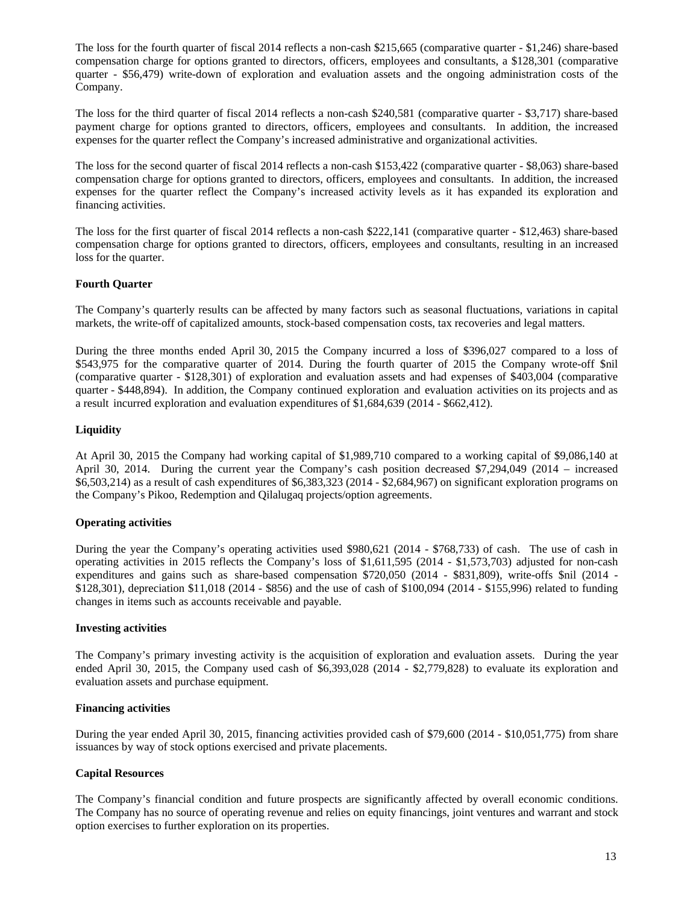The loss for the fourth quarter of fiscal 2014 reflects a non-cash $215,665 (comparative quarter - $1,246) share-based compensation charge for options granted to directors, officers, employees and consultants, a $128,301 (comparative quarter - $56,479) write-down of exploration and evaluation assets and the ongoing administration costs of the Company.

The loss for the third quarter of fiscal 2014 reflects a non-cash $240,581 (comparative quarter - $3,717) share-based payment charge for options granted to directors, officers, employees and consultants. In addition, the increased expenses for the quarter reflect the Company's increased administrative and organizational activities.

The loss for the second quarter of fiscal 2014 reflects a non-cash $153,422 (comparative quarter - $8,063) share-based compensation charge for options granted to directors, officers, employees and consultants. In addition, the increased expenses for the quarter reflect the Company's increased activity levels as it has expanded its exploration and financing activities.

The loss for the first quarter of fiscal 2014 reflects a non-cash $222,141 (comparative quarter - $12,463) share-based compensation charge for options granted to directors, officers, employees and consultants, resulting in an increased loss for the quarter.

**Fourth Quarter**

The Company's quarterly results can be affected by many factors such as seasonal fluctuations, variations in capital markets, the write-off of capitalized amounts, stock-based compensation costs, tax recoveries and legal matters.

During the three months ended April 30, 2015 the Company incurred a loss of $396,027 compared to a loss of $543,975 for the comparative quarter of 2014. During the fourth quarter of 2015 the Company wrote-off $nil (comparative quarter - $128,301) of exploration and evaluation assets and had expenses of $403,004 (comparative quarter - $448,894). In addition, the Company continued exploration and evaluation activities on its projects and as a result incurred exploration and evaluation expenditures of $1,684,639 (2014 - $662,412).

**Liquidity**

At April 30, 2015 the Company had working capital of $1,989,710 compared to a working capital of $9,086,140 at April 30, 2014. During the current year the Company's cash position decreased $7,294,049 (2014 – increased $6,503,214) as a result of cash expenditures of $6,383,323 (2014 - $2,684,967) on significant exploration programs on the Company's Pikoo, Redemption and Qilalugaq projects/option agreements.

**Operating activities**

During the year the Company's operating activities used $980,621 (2014 - $768,733) of cash. The use of cash in operating activities in 2015 reflects the Company's loss of $1,611,595 (2014 - $1,573,703) adjusted for non-cash expenditures and gains such as share-based compensation $720,050 (2014 - $831,809), write-offs $nil (2014 - $128,301), depreciation $11,018 (2014 - $856) and the use of cash of $100,094 (2014 - $155,996) related to funding changes in items such as accounts receivable and payable.

**Investing activities**

The Company's primary investing activity is the acquisition of exploration and evaluation assets. During the year ended April 30, 2015, the Company used cash of $6,393,028 (2014 - $2,779,828) to evaluate its exploration and evaluation assets and purchase equipment.

**Financing activities**

During the year ended April 30, 2015, financing activities provided cash of $79,600 (2014 - $10,051,775) from share issuances by way of stock options exercised and private placements.

**Capital Resources**

The Company's financial condition and future prospects are significantly affected by overall economic conditions. The Company has no source of operating revenue and relies on equity financings, joint ventures and warrant and stock option exercises to further exploration on its properties.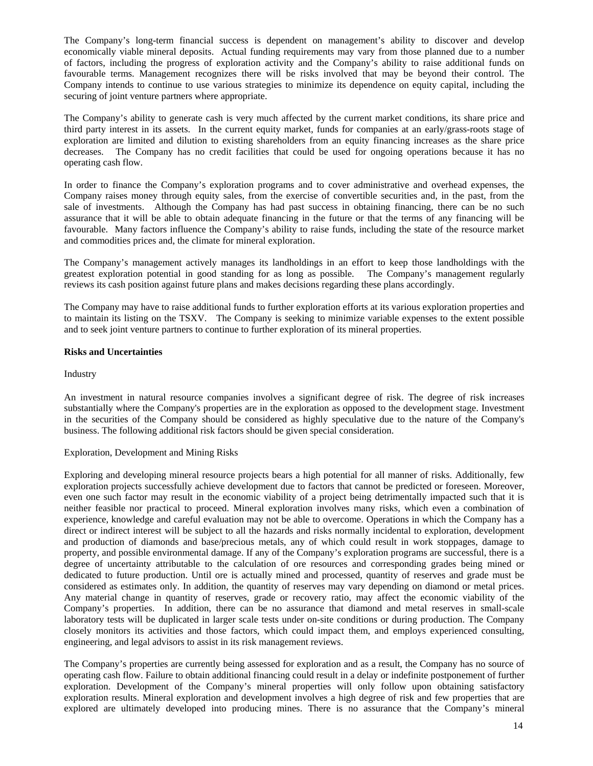The Company's long-term financial success is dependent on management's ability to discover and develop economically viable mineral deposits. Actual funding requirements may vary from those planned due to a number of factors, including the progress of exploration activity and the Company's ability to raise additional funds on favourable terms. Management recognizes there will be risks involved that may be beyond their control. The Company intends to continue to use various strategies to minimize its dependence on equity capital, including the securing of joint venture partners where appropriate.

The Company's ability to generate cash is very much affected by the current market conditions, its share price and third party interest in its assets. In the current equity market, funds for companies at an early/grass-roots stage of exploration are limited and dilution to existing shareholders from an equity financing increases as the share price decreases. The Company has no credit facilities that could be used for ongoing operations because it has no operating cash flow.

In order to finance the Company's exploration programs and to cover administrative and overhead expenses, the Company raises money through equity sales, from the exercise of convertible securities and, in the past, from the sale of investments. Although the Company has had past success in obtaining financing, there can be no such assurance that it will be able to obtain adequate financing in the future or that the terms of any financing will be favourable. Many factors influence the Company's ability to raise funds, including the state of the resource market and commodities prices and, the climate for mineral exploration.

The Company's management actively manages its landholdings in an effort to keep those landholdings with the greatest exploration potential in good standing for as long as possible. The Company's management regularly reviews its cash position against future plans and makes decisions regarding these plans accordingly.

The Company may have to raise additional funds to further exploration efforts at its various exploration properties and to maintain its listing on the TSXV. The Company is seeking to minimize variable expenses to the extent possible and to seek joint venture partners to continue to further exploration of its mineral properties.

**Risks and Uncertainties**

Industry

An investment in natural resource companies involves a significant degree of risk. The degree of risk increases substantially where the Company's properties are in the exploration as opposed to the development stage. Investment in the securities of the Company should be considered as highly speculative due to the nature of the Company's business. The following additional risk factors should be given special consideration.

Exploration, Development and Mining Risks

Exploring and developing mineral resource projects bears a high potential for all manner of risks. Additionally, few exploration projects successfully achieve development due to factors that cannot be predicted or foreseen. Moreover, even one such factor may result in the economic viability of a project being detrimentally impacted such that it is neither feasible nor practical to proceed. Mineral exploration involves many risks, which even a combination of experience, knowledge and careful evaluation may not be able to overcome. Operations in which the Company has a direct or indirect interest will be subject to all the hazards and risks normally incidental to exploration, development and production of diamonds and base/precious metals, any of which could result in work stoppages, damage to property, and possible environmental damage. If any of the Company's exploration programs are successful, there is a degree of uncertainty attributable to the calculation of ore resources and corresponding grades being mined or dedicated to future production. Until ore is actually mined and processed, quantity of reserves and grade must be considered as estimates only. In addition, the quantity of reserves may vary depending on diamond or metal prices. Any material change in quantity of reserves, grade or recovery ratio, may affect the economic viability of the Company's properties. In addition, there can be no assurance that diamond and metal reserves in small-scale laboratory tests will be duplicated in larger scale tests under on-site conditions or during production. The Company closely monitors its activities and those factors, which could impact them, and employs experienced consulting, engineering, and legal advisors to assist in its risk management reviews.

The Company's properties are currently being assessed for exploration and as a result, the Company has no source of operating cash flow. Failure to obtain additional financing could result in a delay or indefinite postponement of further exploration. Development of the Company's mineral properties will only follow upon obtaining satisfactory exploration results. Mineral exploration and development involves a high degree of risk and few properties that are explored are ultimately developed into producing mines. There is no assurance that the Company's mineral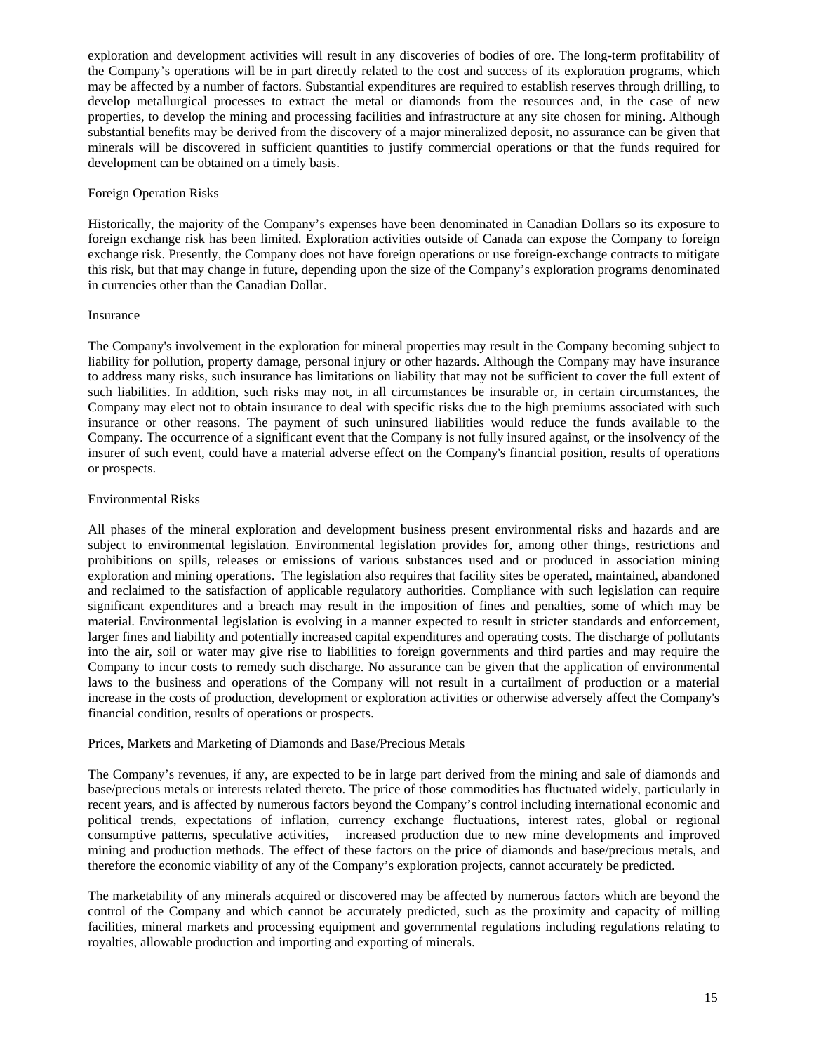exploration and development activities will result in any discoveries of bodies of ore. The long-term profitability of the Company's operations will be in part directly related to the cost and success of its exploration programs, which may be affected by a number of factors. Substantial expenditures are required to establish reserves through drilling, to develop metallurgical processes to extract the metal or diamonds from the resources and, in the case of new properties, to develop the mining and processing facilities and infrastructure at any site chosen for mining. Although substantial benefits may be derived from the discovery of a major mineralized deposit, no assurance can be given that minerals will be discovered in sufficient quantities to justify commercial operations or that the funds required for development can be obtained on a timely basis.

Foreign Operation Risks

Historically, the majority of the Company's expenses have been denominated in Canadian Dollars so its exposure to foreign exchange risk has been limited. Exploration activities outside of Canada can expose the Company to foreign exchange risk. Presently, the Company does not have foreign operations or use foreign-exchange contracts to mitigate this risk, but that may change in future, depending upon the size of the Company's exploration programs denominated in currencies other than the Canadian Dollar.

Insurance

The Company's involvement in the exploration for mineral properties may result in the Company becoming subject to liability for pollution, property damage, personal injury or other hazards. Although the Company may have insurance to address many risks, such insurance has limitations on liability that may not be sufficient to cover the full extent of such liabilities. In addition, such risks may not, in all circumstances be insurable or, in certain circumstances, the Company may elect not to obtain insurance to deal with specific risks due to the high premiums associated with such insurance or other reasons. The payment of such uninsured liabilities would reduce the funds available to the Company. The occurrence of a significant event that the Company is not fully insured against, or the insolvency of the insurer of such event, could have a material adverse effect on the Company's financial position, results of operations or prospects.

Environmental Risks

All phases of the mineral exploration and development business present environmental risks and hazards and are subject to environmental legislation. Environmental legislation provides for, among other things, restrictions and prohibitions on spills, releases or emissions of various substances used and or produced in association mining exploration and mining operations. The legislation also requires that facility sites be operated, maintained, abandoned and reclaimed to the satisfaction of applicable regulatory authorities. Compliance with such legislation can require significant expenditures and a breach may result in the imposition of fines and penalties, some of which may be material. Environmental legislation is evolving in a manner expected to result in stricter standards and enforcement, larger fines and liability and potentially increased capital expenditures and operating costs. The discharge of pollutants into the air, soil or water may give rise to liabilities to foreign governments and third parties and may require the Company to incur costs to remedy such discharge. No assurance can be given that the application of environmental laws to the business and operations of the Company will not result in a curtailment of production or a material increase in the costs of production, development or exploration activities or otherwise adversely affect the Company's financial condition, results of operations or prospects.

Prices, Markets and Marketing of Diamonds and Base/Precious Metals

The Company's revenues, if any, are expected to be in large part derived from the mining and sale of diamonds and base/precious metals or interests related thereto. The price of those commodities has fluctuated widely, particularly in recent years, and is affected by numerous factors beyond the Company's control including international economic and political trends, expectations of inflation, currency exchange fluctuations, interest rates, global or regional consumptive patterns, speculative activities, increased production due to new mine developments and improved mining and production methods. The effect of these factors on the price of diamonds and base/precious metals, and therefore the economic viability of any of the Company's exploration projects, cannot accurately be predicted.

The marketability of any minerals acquired or discovered may be affected by numerous factors which are beyond the control of the Company and which cannot be accurately predicted, such as the proximity and capacity of milling facilities, mineral markets and processing equipment and governmental regulations including regulations relating to royalties, allowable production and importing and exporting of minerals.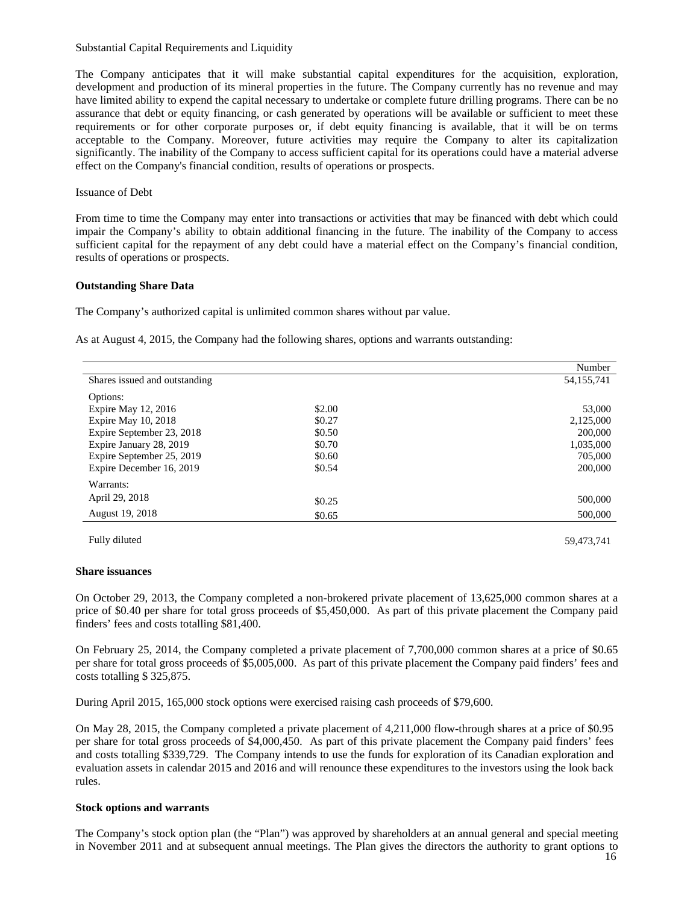Substantial Capital Requirements and Liquidity

The Company anticipates that it will make substantial capital expenditures for the acquisition, exploration, development and production of its mineral properties in the future. The Company currently has no revenue and may have limited ability to expend the capital necessary to undertake or complete future drilling programs. There can be no assurance that debt or equity financing, or cash generated by operations will be available or sufficient to meet these requirements or for other corporate purposes or, if debt equity financing is available, that it will be on terms acceptable to the Company. Moreover, future activities may require the Company to alter its capitalization significantly. The inability of the Company to access sufficient capital for its operations could have a material adverse effect on the Company's financial condition, results of operations or prospects.

Issuance of Debt

From time to time the Company may enter into transactions or activities that may be financed with debt which could impair the Company's ability to obtain additional financing in the future. The inability of the Company to access sufficient capital for the repayment of any debt could have a material effect on the Company's financial condition, results of operations or prospects.

**Outstanding Share Data**

The Company's authorized capital is unlimited common shares without par value.

As at August 4, 2015, the Company had the following shares, options and warrants outstanding:

| | | Number |
|---|---|---|
| Shares issued and outstanding | | 54,155,741 |
| Options: | | |
| Expire May 12, 2016 | $2.00 | 53,000 |
| Expire May 10, 2018 | $0.27 | 2,125,000 |
| Expire September 23, 2018 | $0.50 | 200,000 |
| Expire January 28, 2019 | $0.70 | 1,035,000 |
| Expire September 25, 2019 | $0.60 | 705,000 |
| Expire December 16, 2019 | $0.54 | 200,000 |
| Warrants: | | |
| April 29, 2018 | $0.25 | 500,000 |
| August 19, 2018 | $0.65 | 500,000 |
| Fully diluted | | 59,473,741 |

**Share issuances**

On October 29, 2013, the Company completed a non-brokered private placement of 13,625,000 common shares at a price of $0.40 per share for total gross proceeds of $5,450,000. As part of this private placement the Company paid finders' fees and costs totalling $81,400.

On February 25, 2014, the Company completed a private placement of 7,700,000 common shares at a price of $0.65 per share for total gross proceeds of $5,005,000. As part of this private placement the Company paid finders' fees and costs totalling $ 325,875.

During April 2015, 165,000 stock options were exercised raising cash proceeds of $79,600.

On May 28, 2015, the Company completed a private placement of 4,211,000 flow-through shares at a price of $0.95 per share for total gross proceeds of $4,000,450. As part of this private placement the Company paid finders' fees and costs totalling $339,729. The Company intends to use the funds for exploration of its Canadian exploration and evaluation assets in calendar 2015 and 2016 and will renounce these expenditures to the investors using the look back rules.

**Stock options and warrants**

The Company's stock option plan (the "Plan") was approved by shareholders at an annual general and special meeting in November 2011 and at subsequent annual meetings. The Plan gives the directors the authority to grant options to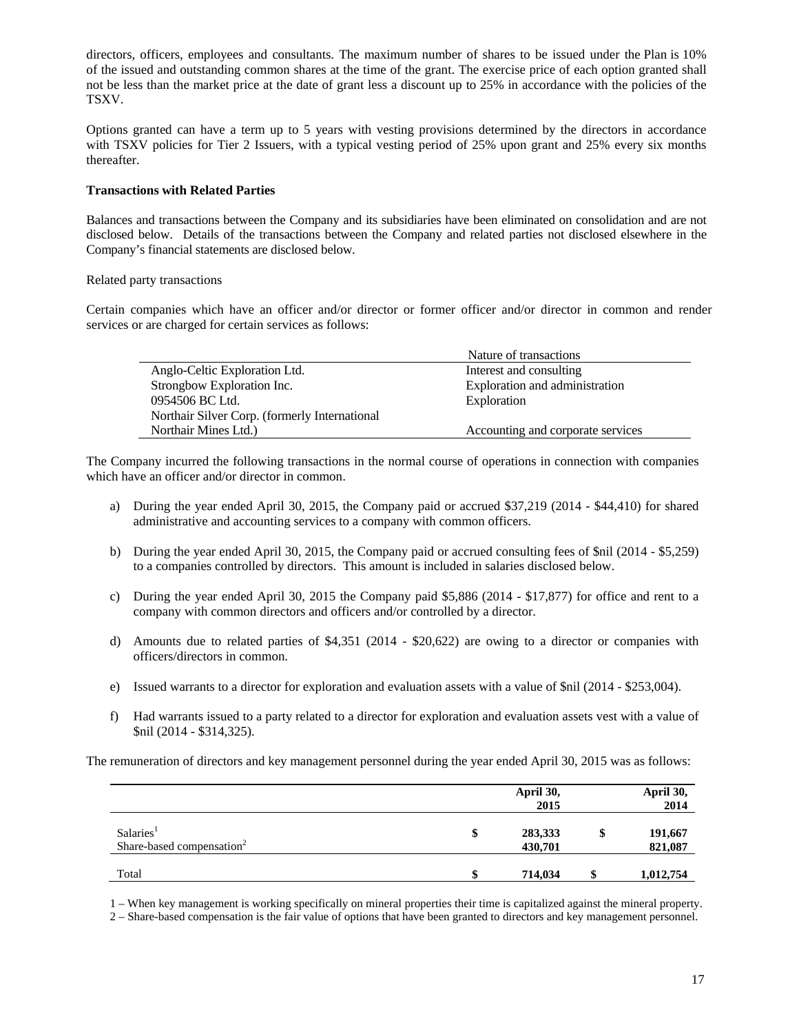directors, officers, employees and consultants. The maximum number of shares to be issued under the Plan is 10% of the issued and outstanding common shares at the time of the grant. The exercise price of each option granted shall not be less than the market price at the date of grant less a discount up to 25% in accordance with the policies of the TSXV.

Options granted can have a term up to 5 years with vesting provisions determined by the directors in accordance with TSXV policies for Tier 2 Issuers, with a typical vesting period of 25% upon grant and 25% every six months thereafter.

**Transactions with Related Parties**

Balances and transactions between the Company and its subsidiaries have been eliminated on consolidation and are not disclosed below. Details of the transactions between the Company and related parties not disclosed elsewhere in the Company's financial statements are disclosed below.

Related party transactions

Certain companies which have an officer and/or director or former officer and/or director in common and render services or are charged for certain services as follows:

| | Nature of transactions |
|---|---|
| Anglo-Celtic Exploration Ltd. | Interest and consulting |
| Strongbow Exploration Inc. | Exploration and administration |
| 0954506 BC Ltd. | Exploration |
| Northair Silver Corp. (formerly International Northair Mines Ltd.) | Accounting and corporate services |

The Company incurred the following transactions in the normal course of operations in connection with companies which have an officer and/or director in common.

a) During the year ended April 30, 2015, the Company paid or accrued $37,219 (2014 - $44,410) for shared administrative and accounting services to a company with common officers.

b) During the year ended April 30, 2015, the Company paid or accrued consulting fees of $nil (2014 - $5,259) to a companies controlled by directors. This amount is included in salaries disclosed below.

c) During the year ended April 30, 2015 the Company paid $5,886 (2014 - $17,877) for office and rent to a company with common directors and officers and/or controlled by a director.

d) Amounts due to related parties of $4,351 (2014 - $20,622) are owing to a director or companies with officers/directors in common.

e) Issued warrants to a director for exploration and evaluation assets with a value of $nil (2014 - $253,004).

f) Had warrants issued to a party related to a director for exploration and evaluation assets vest with a value of $nil (2014 - $314,325).

The remuneration of directors and key management personnel during the year ended April 30, 2015 was as follows:

| | | **April 30, 2015** | | **April 30, 2014** |
|---|---|---|---|---|
| Salaries[1] | $ | 283,333 | $ | 191,667 |
| Share-based compensation[2] | | 430,701 | | 821,087 |
| Total | $ | 714,034 | $ | 1,012,754 |

1 – When key management is working specifically on mineral properties their time is capitalized against the mineral property.

2 – Share-based compensation is the fair value of options that have been granted to directors and key management personnel.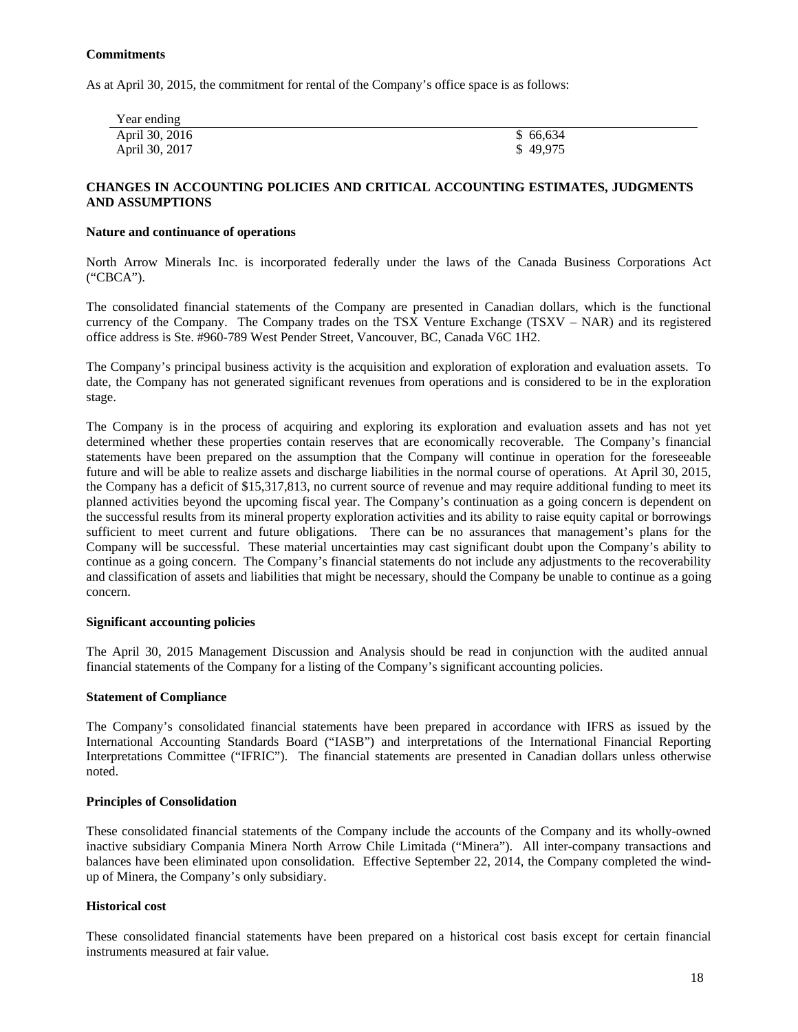**Commitments**

As at April 30, 2015, the commitment for rental of the Company's office space is as follows:

| Year ending | |
|---|---|
| April 30, 2016 | $ 66,634 |
| April 30, 2017 | $ 49,975 |

## CHANGES IN ACCOUNTING POLICIES AND CRITICAL ACCOUNTING ESTIMATES, JUDGMENTS AND ASSUMPTIONS

**Nature and continuance of operations**

North Arrow Minerals Inc. is incorporated federally under the laws of the Canada Business Corporations Act ("CBCA").

The consolidated financial statements of the Company are presented in Canadian dollars, which is the functional currency of the Company. The Company trades on the TSX Venture Exchange (TSXV – NAR) and its registered office address is Ste. #960-789 West Pender Street, Vancouver, BC, Canada V6C 1H2.

The Company's principal business activity is the acquisition and exploration of exploration and evaluation assets. To date, the Company has not generated significant revenues from operations and is considered to be in the exploration stage.

The Company is in the process of acquiring and exploring its exploration and evaluation assets and has not yet determined whether these properties contain reserves that are economically recoverable. The Company's financial statements have been prepared on the assumption that the Company will continue in operation for the foreseeable future and will be able to realize assets and discharge liabilities in the normal course of operations. At April 30, 2015, the Company has a deficit of $15,317,813, no current source of revenue and may require additional funding to meet its planned activities beyond the upcoming fiscal year. The Company's continuation as a going concern is dependent on the successful results from its mineral property exploration activities and its ability to raise equity capital or borrowings sufficient to meet current and future obligations. There can be no assurances that management's plans for the Company will be successful. These material uncertainties may cast significant doubt upon the Company's ability to continue as a going concern. The Company's financial statements do not include any adjustments to the recoverability and classification of assets and liabilities that might be necessary, should the Company be unable to continue as a going concern.

**Significant accounting policies**

The April 30, 2015 Management Discussion and Analysis should be read in conjunction with the audited annual financial statements of the Company for a listing of the Company's significant accounting policies.

**Statement of Compliance**

The Company's consolidated financial statements have been prepared in accordance with IFRS as issued by the International Accounting Standards Board ("IASB") and interpretations of the International Financial Reporting Interpretations Committee ("IFRIC"). The financial statements are presented in Canadian dollars unless otherwise noted.

**Principles of Consolidation**

These consolidated financial statements of the Company include the accounts of the Company and its wholly-owned inactive subsidiary Compania Minera North Arrow Chile Limitada ("Minera"). All inter-company transactions and balances have been eliminated upon consolidation. Effective September 22, 2014, the Company completed the wind-up of Minera, the Company's only subsidiary.

**Historical cost**

These consolidated financial statements have been prepared on a historical cost basis except for certain financial instruments measured at fair value.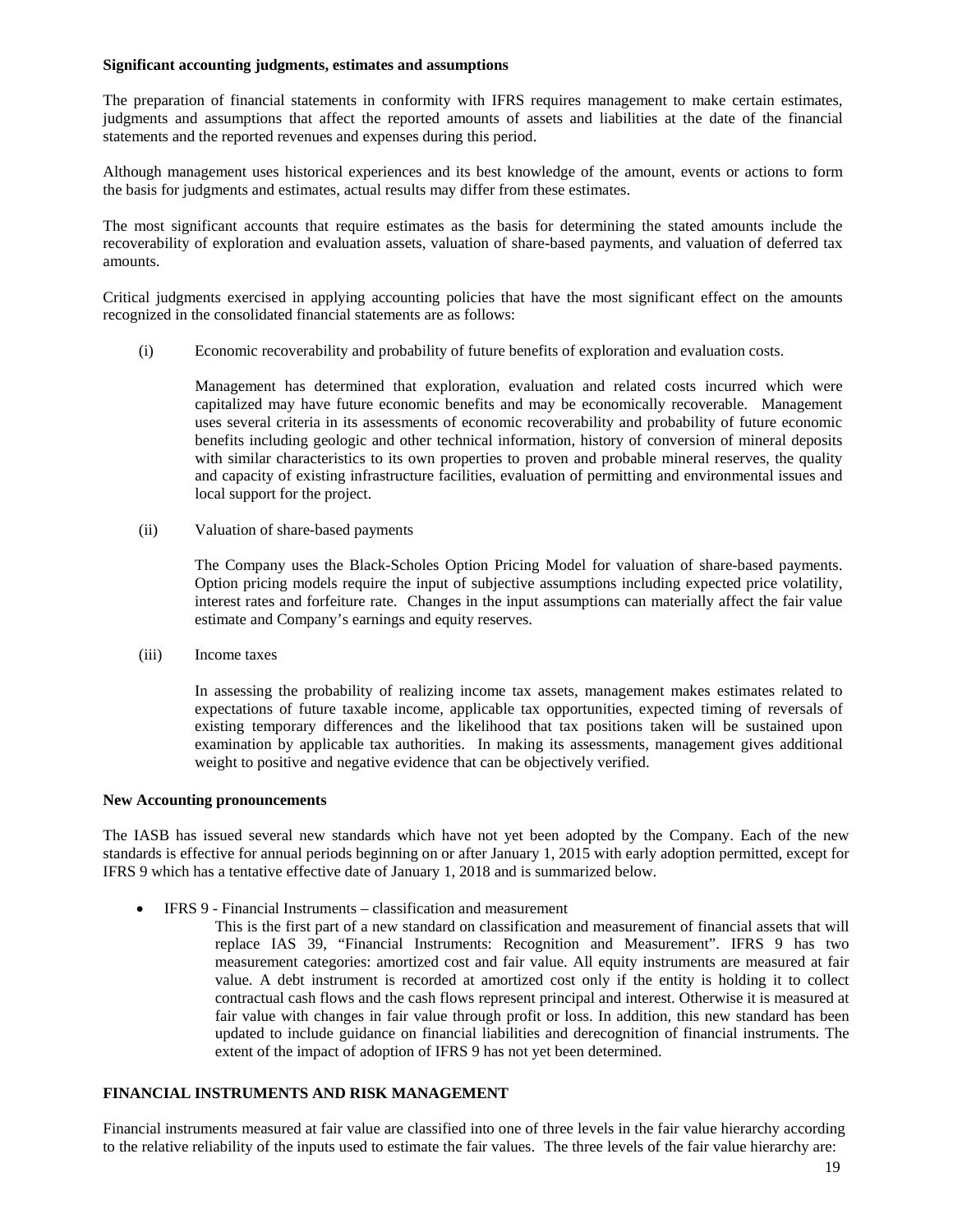**Significant accounting judgments, estimates and assumptions**

The preparation of financial statements in conformity with IFRS requires management to make certain estimates, judgments and assumptions that affect the reported amounts of assets and liabilities at the date of the financial statements and the reported revenues and expenses during this period.

Although management uses historical experiences and its best knowledge of the amount, events or actions to form the basis for judgments and estimates, actual results may differ from these estimates.

The most significant accounts that require estimates as the basis for determining the stated amounts include the recoverability of exploration and evaluation assets, valuation of share-based payments, and valuation of deferred tax amounts.

Critical judgments exercised in applying accounting policies that have the most significant effect on the amounts recognized in the consolidated financial statements are as follows:

(i) Economic recoverability and probability of future benefits of exploration and evaluation costs.

Management has determined that exploration, evaluation and related costs incurred which were capitalized may have future economic benefits and may be economically recoverable. Management uses several criteria in its assessments of economic recoverability and probability of future economic benefits including geologic and other technical information, history of conversion of mineral deposits with similar characteristics to its own properties to proven and probable mineral reserves, the quality and capacity of existing infrastructure facilities, evaluation of permitting and environmental issues and local support for the project.

(ii) Valuation of share-based payments

The Company uses the Black-Scholes Option Pricing Model for valuation of share-based payments. Option pricing models require the input of subjective assumptions including expected price volatility, interest rates and forfeiture rate. Changes in the input assumptions can materially affect the fair value estimate and Company's earnings and equity reserves.

(iii) Income taxes

In assessing the probability of realizing income tax assets, management makes estimates related to expectations of future taxable income, applicable tax opportunities, expected timing of reversals of existing temporary differences and the likelihood that tax positions taken will be sustained upon examination by applicable tax authorities. In making its assessments, management gives additional weight to positive and negative evidence that can be objectively verified.

**New Accounting pronouncements**

The IASB has issued several new standards which have not yet been adopted by the Company. Each of the new standards is effective for annual periods beginning on or after January 1, 2015 with early adoption permitted, except for IFRS 9 which has a tentative effective date of January 1, 2018 and is summarized below.

- IFRS 9 - Financial Instruments – classification and measurement

  This is the first part of a new standard on classification and measurement of financial assets that will replace IAS 39, "Financial Instruments: Recognition and Measurement". IFRS 9 has two measurement categories: amortized cost and fair value. All equity instruments are measured at fair value. A debt instrument is recorded at amortized cost only if the entity is holding it to collect contractual cash flows and the cash flows represent principal and interest. Otherwise it is measured at fair value with changes in fair value through profit or loss. In addition, this new standard has been updated to include guidance on financial liabilities and derecognition of financial instruments. The extent of the impact of adoption of IFRS 9 has not yet been determined.

## FINANCIAL INSTRUMENTS AND RISK MANAGEMENT

Financial instruments measured at fair value are classified into one of three levels in the fair value hierarchy according to the relative reliability of the inputs used to estimate the fair values. The three levels of the fair value hierarchy are: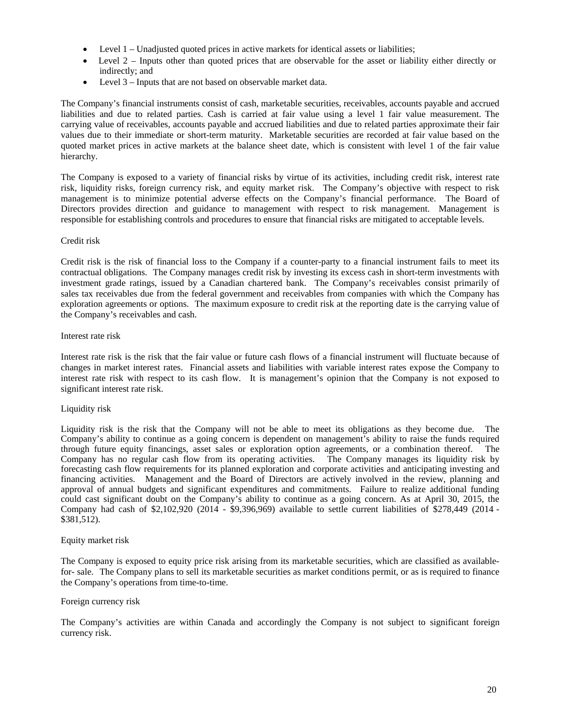- Level 1 – Unadjusted quoted prices in active markets for identical assets or liabilities;
- Level 2 – Inputs other than quoted prices that are observable for the asset or liability either directly or indirectly; and
- Level 3 – Inputs that are not based on observable market data.

The Company's financial instruments consist of cash, marketable securities, receivables, accounts payable and accrued liabilities and due to related parties. Cash is carried at fair value using a level 1 fair value measurement. The carrying value of receivables, accounts payable and accrued liabilities and due to related parties approximate their fair values due to their immediate or short-term maturity. Marketable securities are recorded at fair value based on the quoted market prices in active markets at the balance sheet date, which is consistent with level 1 of the fair value hierarchy.

The Company is exposed to a variety of financial risks by virtue of its activities, including credit risk, interest rate risk, liquidity risks, foreign currency risk, and equity market risk. The Company's objective with respect to risk management is to minimize potential adverse effects on the Company's financial performance. The Board of Directors provides direction and guidance to management with respect to risk management. Management is responsible for establishing controls and procedures to ensure that financial risks are mitigated to acceptable levels.

Credit risk

Credit risk is the risk of financial loss to the Company if a counter-party to a financial instrument fails to meet its contractual obligations. The Company manages credit risk by investing its excess cash in short-term investments with investment grade ratings, issued by a Canadian chartered bank. The Company's receivables consist primarily of sales tax receivables due from the federal government and receivables from companies with which the Company has exploration agreements or options. The maximum exposure to credit risk at the reporting date is the carrying value of the Company's receivables and cash.

Interest rate risk

Interest rate risk is the risk that the fair value or future cash flows of a financial instrument will fluctuate because of changes in market interest rates. Financial assets and liabilities with variable interest rates expose the Company to interest rate risk with respect to its cash flow. It is management's opinion that the Company is not exposed to significant interest rate risk.

Liquidity risk

Liquidity risk is the risk that the Company will not be able to meet its obligations as they become due. The Company's ability to continue as a going concern is dependent on management's ability to raise the funds required through future equity financings, asset sales or exploration option agreements, or a combination thereof. The Company has no regular cash flow from its operating activities. The Company manages its liquidity risk by forecasting cash flow requirements for its planned exploration and corporate activities and anticipating investing and financing activities. Management and the Board of Directors are actively involved in the review, planning and approval of annual budgets and significant expenditures and commitments. Failure to realize additional funding could cast significant doubt on the Company's ability to continue as a going concern. As at April 30, 2015, the Company had cash of $2,102,920 (2014 - $9,396,969) available to settle current liabilities of $278,449 (2014 - $381,512).

Equity market risk

The Company is exposed to equity price risk arising from its marketable securities, which are classified as available-for- sale. The Company plans to sell its marketable securities as market conditions permit, or as is required to finance the Company's operations from time-to-time.

Foreign currency risk

The Company's activities are within Canada and accordingly the Company is not subject to significant foreign currency risk.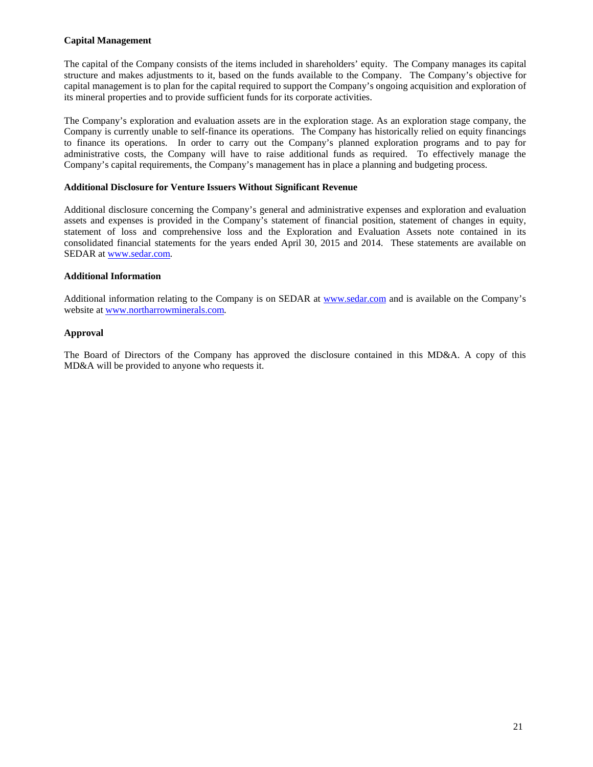**Capital Management**

The capital of the Company consists of the items included in shareholders' equity. The Company manages its capital structure and makes adjustments to it, based on the funds available to the Company. The Company's objective for capital management is to plan for the capital required to support the Company's ongoing acquisition and exploration of its mineral properties and to provide sufficient funds for its corporate activities.

The Company's exploration and evaluation assets are in the exploration stage. As an exploration stage company, the Company is currently unable to self-finance its operations. The Company has historically relied on equity financings to finance its operations. In order to carry out the Company's planned exploration programs and to pay for administrative costs, the Company will have to raise additional funds as required. To effectively manage the Company's capital requirements, the Company's management has in place a planning and budgeting process.

**Additional Disclosure for Venture Issuers Without Significant Revenue**

Additional disclosure concerning the Company's general and administrative expenses and exploration and evaluation assets and expenses is provided in the Company's statement of financial position, statement of changes in equity, statement of loss and comprehensive loss and the Exploration and Evaluation Assets note contained in its consolidated financial statements for the years ended April 30, 2015 and 2014. These statements are available on SEDAR at www.sedar.com.

**Additional Information**

Additional information relating to the Company is on SEDAR at www.sedar.com and is available on the Company's website at www.northarrowminerals.com.

**Approval**

The Board of Directors of the Company has approved the disclosure contained in this MD&A. A copy of this MD&A will be provided to anyone who requests it.